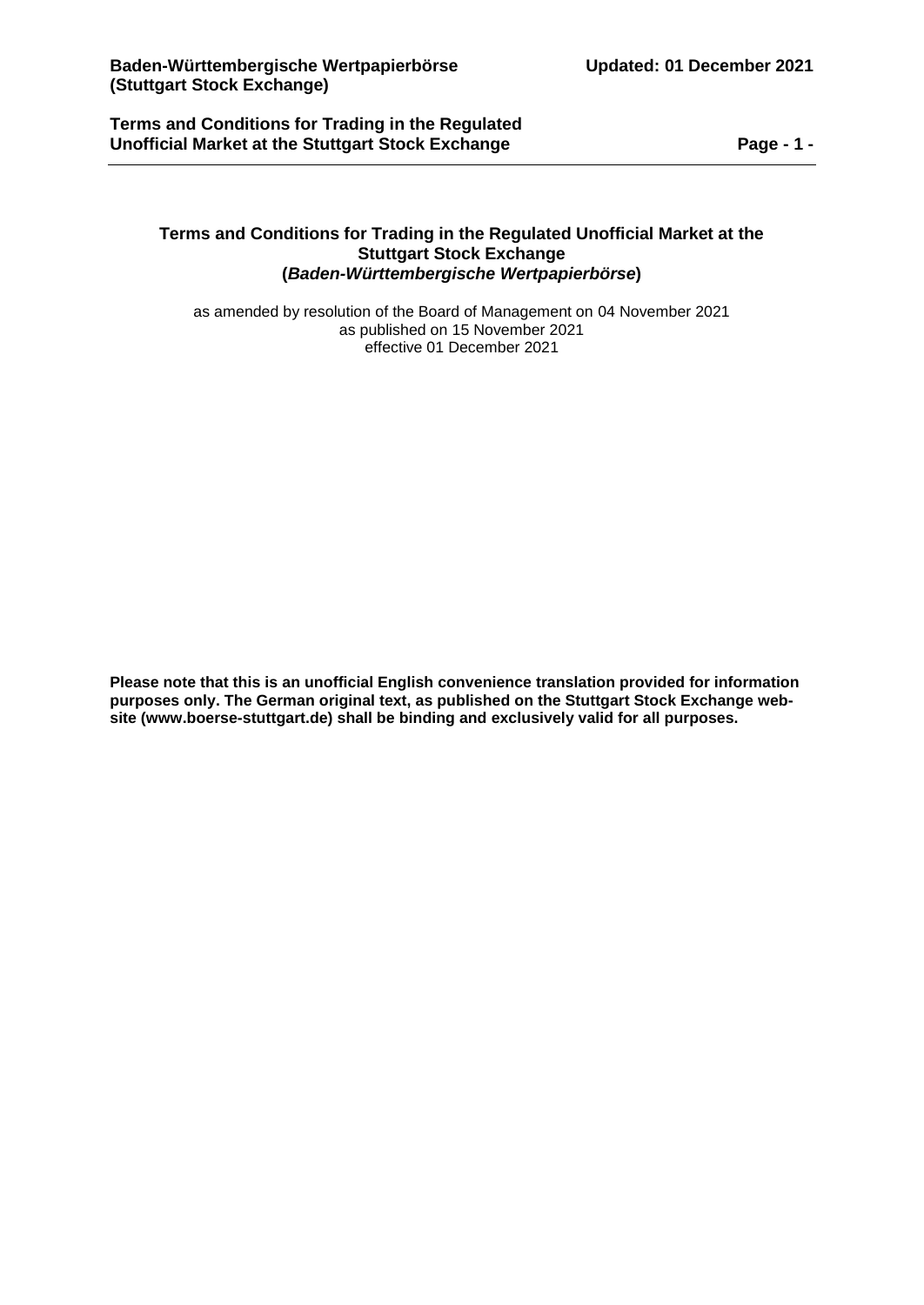# Terms and Conditions for Trading in the Regulated Unofficial Market at the Stuttgart Stock Exchange (*Baden-Württembergische Wertpapierbörse*)

as amended by resolution of the Board of Management on 04 November 2021
as published on 15 November 2021
effective 01 December 2021

**Please note that this is an unofficial English convenience translation provided for information purposes only. The German original text, as published on the Stuttgart Stock Exchange website (www.boerse-stuttgart.de) shall be binding and exclusively valid for all purposes.**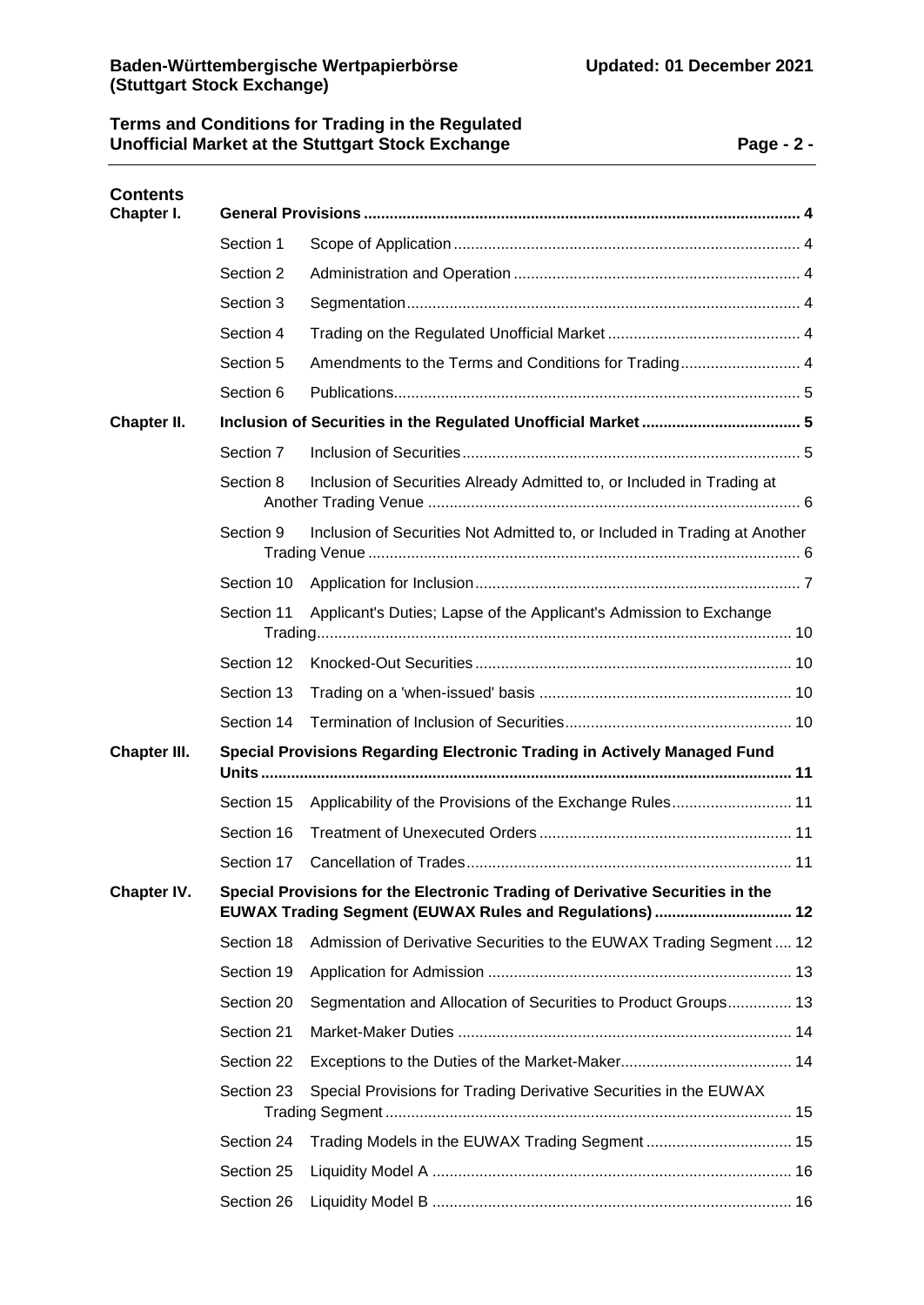# Contents

| | | | |
|---|---|---|---|
| **Chapter I.** | **General Provisions** | | **4** |
| | Section 1 | Scope of Application | 4 |
| | Section 2 | Administration and Operation | 4 |
| | Section 3 | Segmentation | 4 |
| | Section 4 | Trading on the Regulated Unofficial Market | 4 |
| | Section 5 | Amendments to the Terms and Conditions for Trading | 4 |
| | Section 6 | Publications | 5 |
| **Chapter II.** | **Inclusion of Securities in the Regulated Unofficial Market** | | **5** |
| | Section 7 | Inclusion of Securities | 5 |
| | Section 8 | Inclusion of Securities Already Admitted to, or Included in Trading at Another Trading Venue | 6 |
| | Section 9 | Inclusion of Securities Not Admitted to, or Included in Trading at Another Trading Venue | 6 |
| | Section 10 | Application for Inclusion | 7 |
| | Section 11 | Applicant's Duties; Lapse of the Applicant's Admission to Exchange Trading | 10 |
| | Section 12 | Knocked-Out Securities | 10 |
| | Section 13 | Trading on a 'when-issued' basis | 10 |
| | Section 14 | Termination of Inclusion of Securities | 10 |
| **Chapter III.** | **Special Provisions Regarding Electronic Trading in Actively Managed Fund Units** | | **11** |
| | Section 15 | Applicability of the Provisions of the Exchange Rules | 11 |
| | Section 16 | Treatment of Unexecuted Orders | 11 |
| | Section 17 | Cancellation of Trades | 11 |
| **Chapter IV.** | **Special Provisions for the Electronic Trading of Derivative Securities in the EUWAX Trading Segment (EUWAX Rules and Regulations)** | | **12** |
| | Section 18 | Admission of Derivative Securities to the EUWAX Trading Segment | 12 |
| | Section 19 | Application for Admission | 13 |
| | Section 20 | Segmentation and Allocation of Securities to Product Groups | 13 |
| | Section 21 | Market-Maker Duties | 14 |
| | Section 22 | Exceptions to the Duties of the Market-Maker | 14 |
| | Section 23 | Special Provisions for Trading Derivative Securities in the EUWAX Trading Segment | 15 |
| | Section 24 | Trading Models in the EUWAX Trading Segment | 15 |
| | Section 25 | Liquidity Model A | 16 |
| | Section 26 | Liquidity Model B | 16 |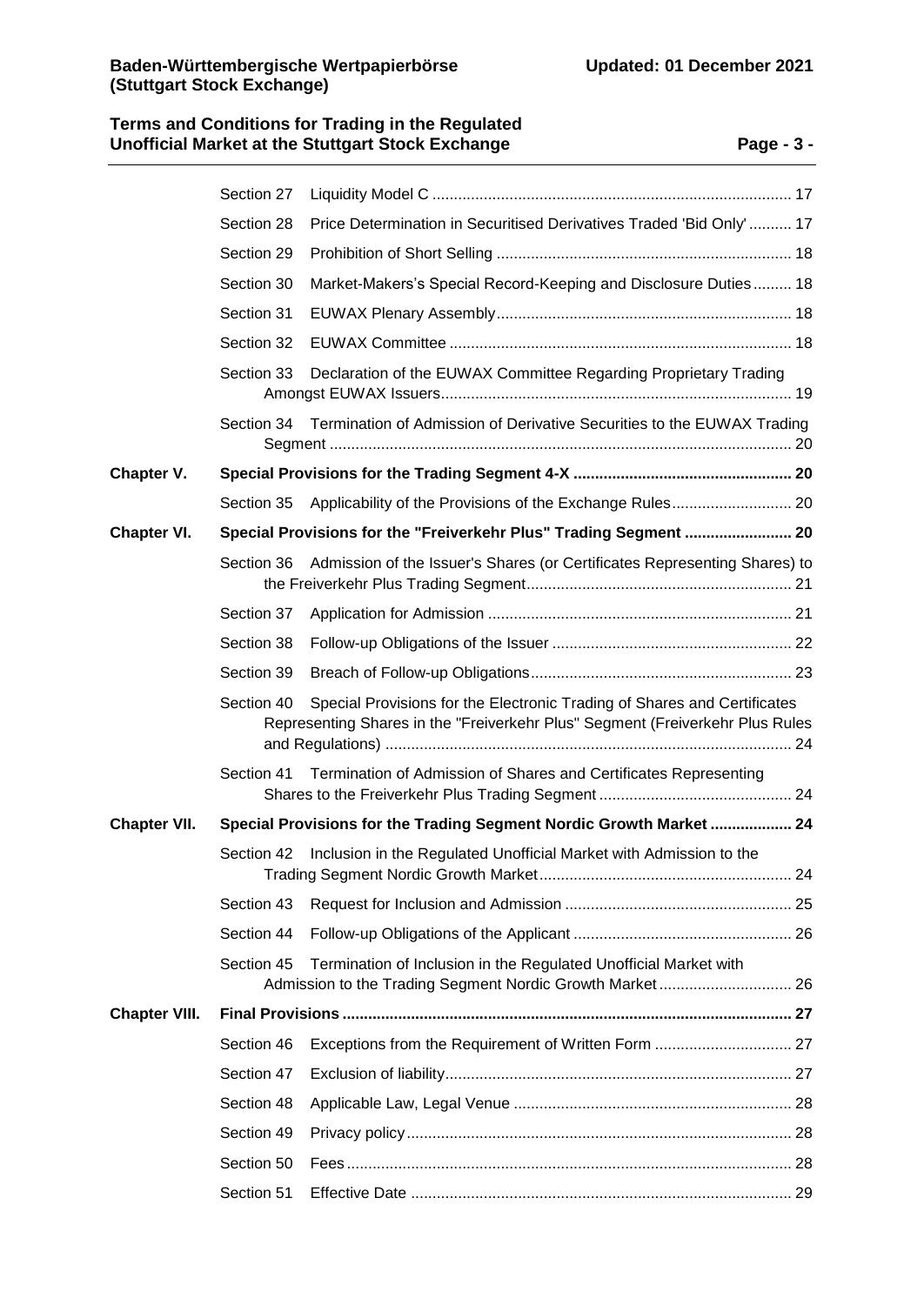| | | | |
|---|---|---|---|
| | Section 27 | Liquidity Model C | 17 |
| | Section 28 | Price Determination in Securitised Derivatives Traded 'Bid Only' | 17 |
| | Section 29 | Prohibition of Short Selling | 18 |
| | Section 30 | Market-Makers's Special Record-Keeping and Disclosure Duties | 18 |
| | Section 31 | EUWAX Plenary Assembly | 18 |
| | Section 32 | EUWAX Committee | 18 |
| | Section 33 | Declaration of the EUWAX Committee Regarding Proprietary Trading Amongst EUWAX Issuers | 19 |
| | Section 34 | Termination of Admission of Derivative Securities to the EUWAX Trading Segment | 20 |
| **Chapter V.** | **Special Provisions for the Trading Segment 4-X** | | **20** |
| | Section 35 | Applicability of the Provisions of the Exchange Rules | 20 |
| **Chapter VI.** | **Special Provisions for the "Freiverkehr Plus" Trading Segment** | | **20** |
| | Section 36 | Admission of the Issuer's Shares (or Certificates Representing Shares) to the Freiverkehr Plus Trading Segment | 21 |
| | Section 37 | Application for Admission | 21 |
| | Section 38 | Follow-up Obligations of the Issuer | 22 |
| | Section 39 | Breach of Follow-up Obligations | 23 |
| | Section 40 | Special Provisions for the Electronic Trading of Shares and Certificates Representing Shares in the "Freiverkehr Plus" Segment (Freiverkehr Plus Rules and Regulations) | 24 |
| | Section 41 | Termination of Admission of Shares and Certificates Representing Shares to the Freiverkehr Plus Trading Segment | 24 |
| **Chapter VII.** | **Special Provisions for the Trading Segment Nordic Growth Market** | | **24** |
| | Section 42 | Inclusion in the Regulated Unofficial Market with Admission to the Trading Segment Nordic Growth Market | 24 |
| | Section 43 | Request for Inclusion and Admission | 25 |
| | Section 44 | Follow-up Obligations of the Applicant | 26 |
| | Section 45 | Termination of Inclusion in the Regulated Unofficial Market with Admission to the Trading Segment Nordic Growth Market | 26 |
| **Chapter VIII.** | **Final Provisions** | | **27** |
| | Section 46 | Exceptions from the Requirement of Written Form | 27 |
| | Section 47 | Exclusion of liability | 27 |
| | Section 48 | Applicable Law, Legal Venue | 28 |
| | Section 49 | Privacy policy | 28 |
| | Section 50 | Fees | 28 |
| | Section 51 | Effective Date | 29 |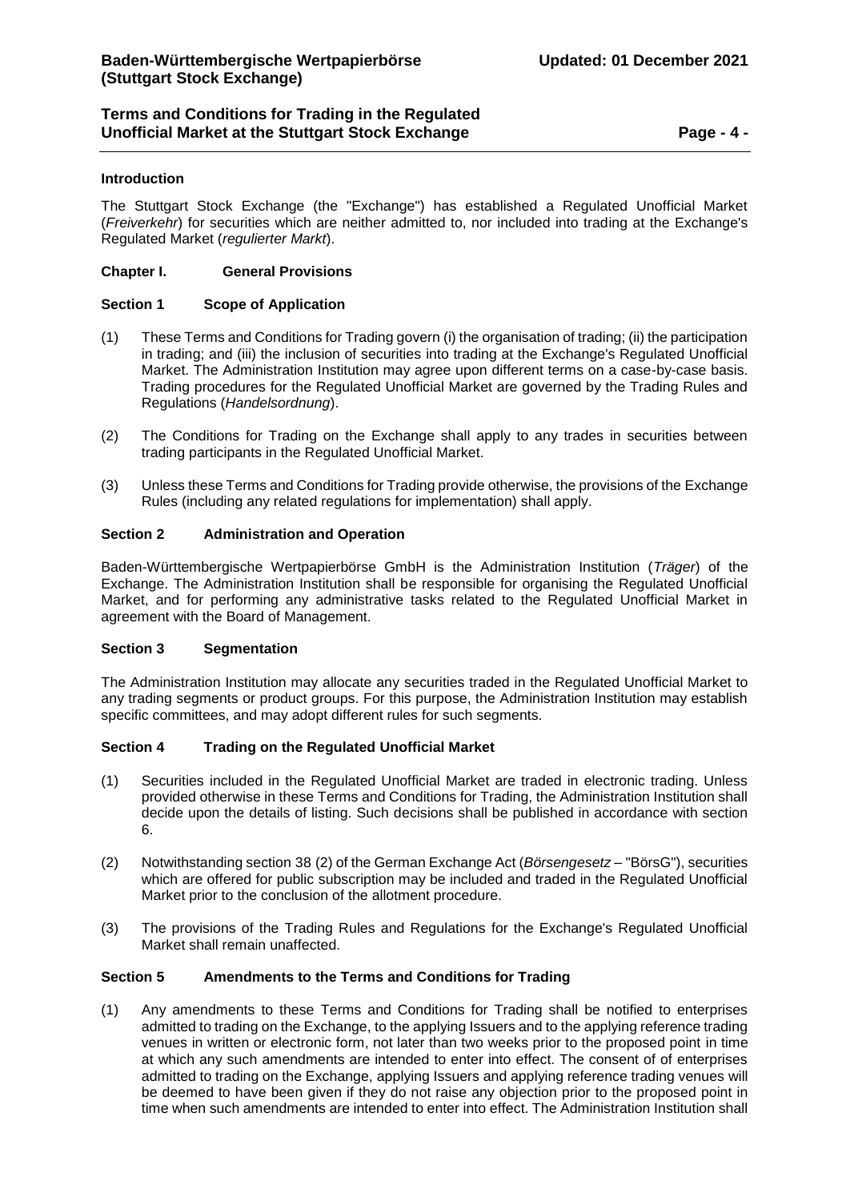## Introduction

The Stuttgart Stock Exchange (the "Exchange") has established a Regulated Unofficial Market (*Freiverkehr*) for securities which are neither admitted to, nor included into trading at the Exchange's Regulated Market (*regulierter Markt*).

## Chapter I. General Provisions

### Section 1 Scope of Application

(1) These Terms and Conditions for Trading govern (i) the organisation of trading; (ii) the participation in trading; and (iii) the inclusion of securities into trading at the Exchange's Regulated Unofficial Market. The Administration Institution may agree upon different terms on a case-by-case basis. Trading procedures for the Regulated Unofficial Market are governed by the Trading Rules and Regulations (*Handelsordnung*).

(2) The Conditions for Trading on the Exchange shall apply to any trades in securities between trading participants in the Regulated Unofficial Market.

(3) Unless these Terms and Conditions for Trading provide otherwise, the provisions of the Exchange Rules (including any related regulations for implementation) shall apply.

### Section 2 Administration and Operation

Baden-Württembergische Wertpapierbörse GmbH is the Administration Institution (*Träger*) of the Exchange. The Administration Institution shall be responsible for organising the Regulated Unofficial Market, and for performing any administrative tasks related to the Regulated Unofficial Market in agreement with the Board of Management.

### Section 3 Segmentation

The Administration Institution may allocate any securities traded in the Regulated Unofficial Market to any trading segments or product groups. For this purpose, the Administration Institution may establish specific committees, and may adopt different rules for such segments.

### Section 4 Trading on the Regulated Unofficial Market

(1) Securities included in the Regulated Unofficial Market are traded in electronic trading. Unless provided otherwise in these Terms and Conditions for Trading, the Administration Institution shall decide upon the details of listing. Such decisions shall be published in accordance with section 6.

(2) Notwithstanding section 38 (2) of the German Exchange Act (*Börsengesetz* – "BörsG"), securities which are offered for public subscription may be included and traded in the Regulated Unofficial Market prior to the conclusion of the allotment procedure.

(3) The provisions of the Trading Rules and Regulations for the Exchange's Regulated Unofficial Market shall remain unaffected.

### Section 5 Amendments to the Terms and Conditions for Trading

(1) Any amendments to these Terms and Conditions for Trading shall be notified to enterprises admitted to trading on the Exchange, to the applying Issuers and to the applying reference trading venues in written or electronic form, not later than two weeks prior to the proposed point in time at which any such amendments are intended to enter into effect. The consent of of enterprises admitted to trading on the Exchange, applying Issuers and applying reference trading venues will be deemed to have been given if they do not raise any objection prior to the proposed point in time when such amendments are intended to enter into effect. The Administration Institution shall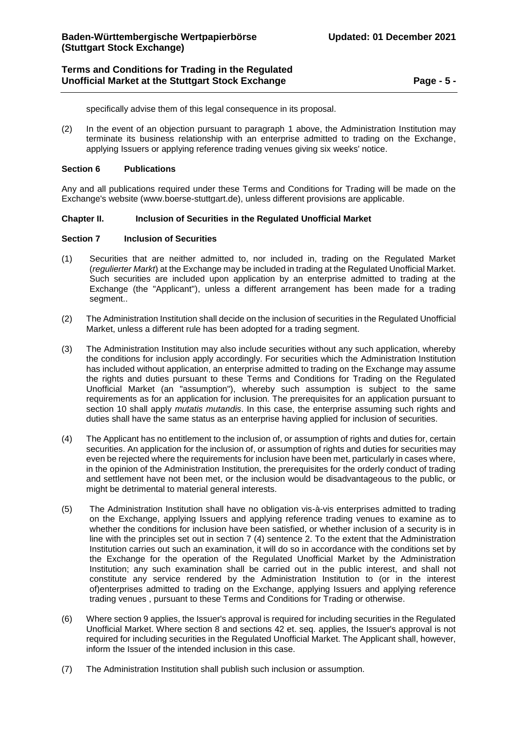specifically advise them of this legal consequence in its proposal.

(2) In the event of an objection pursuant to paragraph 1 above, the Administration Institution may terminate its business relationship with an enterprise admitted to trading on the Exchange, applying Issuers or applying reference trading venues giving six weeks' notice.

### Section 6 Publications

Any and all publications required under these Terms and Conditions for Trading will be made on the Exchange's website (www.boerse-stuttgart.de), unless different provisions are applicable.

## Chapter II. Inclusion of Securities in the Regulated Unofficial Market

### Section 7 Inclusion of Securities

(1) Securities that are neither admitted to, nor included in, trading on the Regulated Market (*regulierter Markt*) at the Exchange may be included in trading at the Regulated Unofficial Market. Such securities are included upon application by an enterprise admitted to trading at the Exchange (the "Applicant"), unless a different arrangement has been made for a trading segment..

(2) The Administration Institution shall decide on the inclusion of securities in the Regulated Unofficial Market, unless a different rule has been adopted for a trading segment.

(3) The Administration Institution may also include securities without any such application, whereby the conditions for inclusion apply accordingly. For securities which the Administration Institution has included without application, an enterprise admitted to trading on the Exchange may assume the rights and duties pursuant to these Terms and Conditions for Trading on the Regulated Unofficial Market (an "assumption"), whereby such assumption is subject to the same requirements as for an application for inclusion. The prerequisites for an application pursuant to section 10 shall apply *mutatis mutandis*. In this case, the enterprise assuming such rights and duties shall have the same status as an enterprise having applied for inclusion of securities.

(4) The Applicant has no entitlement to the inclusion of, or assumption of rights and duties for, certain securities. An application for the inclusion of, or assumption of rights and duties for securities may even be rejected where the requirements for inclusion have been met, particularly in cases where, in the opinion of the Administration Institution, the prerequisites for the orderly conduct of trading and settlement have not been met, or the inclusion would be disadvantageous to the public, or might be detrimental to material general interests.

(5) The Administration Institution shall have no obligation vis-à-vis enterprises admitted to trading on the Exchange, applying Issuers and applying reference trading venues to examine as to whether the conditions for inclusion have been satisfied, or whether inclusion of a security is in line with the principles set out in section 7 (4) sentence 2. To the extent that the Administration Institution carries out such an examination, it will do so in accordance with the conditions set by the Exchange for the operation of the Regulated Unofficial Market by the Administration Institution; any such examination shall be carried out in the public interest, and shall not constitute any service rendered by the Administration Institution to (or in the interest of)enterprises admitted to trading on the Exchange, applying Issuers and applying reference trading venues , pursuant to these Terms and Conditions for Trading or otherwise.

(6) Where section 9 applies, the Issuer's approval is required for including securities in the Regulated Unofficial Market. Where section 8 and sections 42 et. seq. applies, the Issuer's approval is not required for including securities in the Regulated Unofficial Market. The Applicant shall, however, inform the Issuer of the intended inclusion in this case.

(7) The Administration Institution shall publish such inclusion or assumption.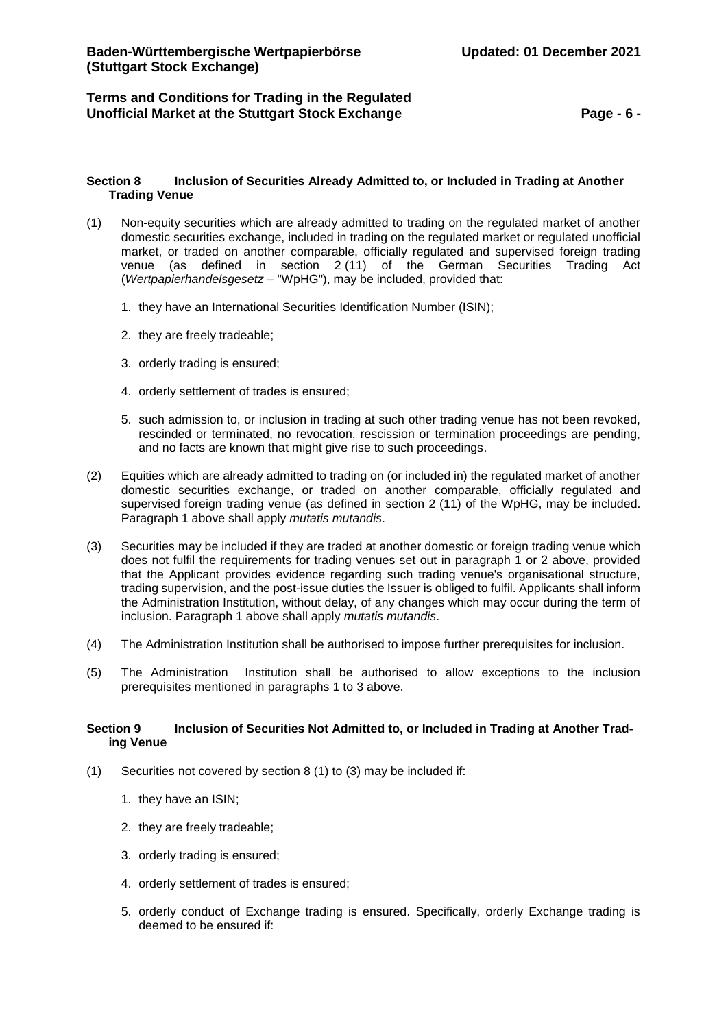### Section 8 Inclusion of Securities Already Admitted to, or Included in Trading at Another Trading Venue

(1) Non-equity securities which are already admitted to trading on the regulated market of another domestic securities exchange, included in trading on the regulated market or regulated unofficial market, or traded on another comparable, officially regulated and supervised foreign trading venue (as defined in section 2 (11) of the German Securities Trading Act (*Wertpapierhandelsgesetz* – "WpHG"), may be included, provided that:

1. they have an International Securities Identification Number (ISIN);
2. they are freely tradeable;
3. orderly trading is ensured;
4. orderly settlement of trades is ensured;
5. such admission to, or inclusion in trading at such other trading venue has not been revoked, rescinded or terminated, no revocation, rescission or termination proceedings are pending, and no facts are known that might give rise to such proceedings.

(2) Equities which are already admitted to trading on (or included in) the regulated market of another domestic securities exchange, or traded on another comparable, officially regulated and supervised foreign trading venue (as defined in section 2 (11) of the WpHG, may be included. Paragraph 1 above shall apply *mutatis mutandis*.

(3) Securities may be included if they are traded at another domestic or foreign trading venue which does not fulfil the requirements for trading venues set out in paragraph 1 or 2 above, provided that the Applicant provides evidence regarding such trading venue's organisational structure, trading supervision, and the post-issue duties the Issuer is obliged to fulfil. Applicants shall inform the Administration Institution, without delay, of any changes which may occur during the term of inclusion. Paragraph 1 above shall apply *mutatis mutandis*.

(4) The Administration Institution shall be authorised to impose further prerequisites for inclusion.

(5) The Administration Institution shall be authorised to allow exceptions to the inclusion prerequisites mentioned in paragraphs 1 to 3 above.

### Section 9 Inclusion of Securities Not Admitted to, or Included in Trading at Another Trading Venue

(1) Securities not covered by section 8 (1) to (3) may be included if:

1. they have an ISIN;
2. they are freely tradeable;
3. orderly trading is ensured;
4. orderly settlement of trades is ensured;
5. orderly conduct of Exchange trading is ensured. Specifically, orderly Exchange trading is deemed to be ensured if: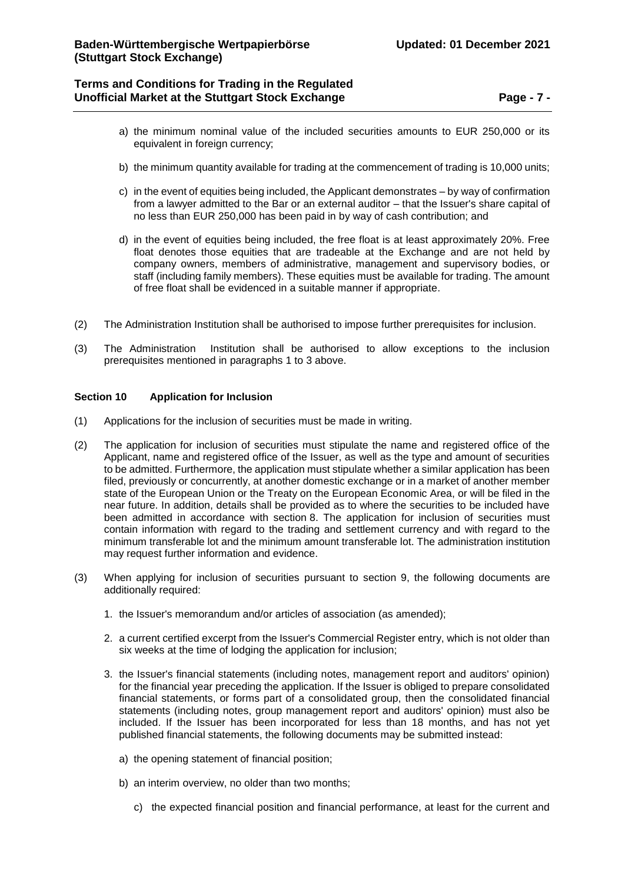a) the minimum nominal value of the included securities amounts to EUR 250,000 or its equivalent in foreign currency;

b) the minimum quantity available for trading at the commencement of trading is 10,000 units;

c) in the event of equities being included, the Applicant demonstrates – by way of confirmation from a lawyer admitted to the Bar or an external auditor – that the Issuer's share capital of no less than EUR 250,000 has been paid in by way of cash contribution; and

d) in the event of equities being included, the free float is at least approximately 20%. Free float denotes those equities that are tradeable at the Exchange and are not held by company owners, members of administrative, management and supervisory bodies, or staff (including family members). These equities must be available for trading. The amount of free float shall be evidenced in a suitable manner if appropriate.

(2) The Administration Institution shall be authorised to impose further prerequisites for inclusion.

(3) The Administration Institution shall be authorised to allow exceptions to the inclusion prerequisites mentioned in paragraphs 1 to 3 above.

### Section 10 Application for Inclusion

(1) Applications for the inclusion of securities must be made in writing.

(2) The application for inclusion of securities must stipulate the name and registered office of the Applicant, name and registered office of the Issuer, as well as the type and amount of securities to be admitted. Furthermore, the application must stipulate whether a similar application has been filed, previously or concurrently, at another domestic exchange or in a market of another member state of the European Union or the Treaty on the European Economic Area, or will be filed in the near future. In addition, details shall be provided as to where the securities to be included have been admitted in accordance with section 8. The application for inclusion of securities must contain information with regard to the trading and settlement currency and with regard to the minimum transferable lot and the minimum amount transferable lot. The administration institution may request further information and evidence.

(3) When applying for inclusion of securities pursuant to section 9, the following documents are additionally required:

1. the Issuer's memorandum and/or articles of association (as amended);
2. a current certified excerpt from the Issuer's Commercial Register entry, which is not older than six weeks at the time of lodging the application for inclusion;
3. the Issuer's financial statements (including notes, management report and auditors' opinion) for the financial year preceding the application. If the Issuer is obliged to prepare consolidated financial statements, or forms part of a consolidated group, then the consolidated financial statements (including notes, group management report and auditors' opinion) must also be included. If the Issuer has been incorporated for less than 18 months, and has not yet published financial statements, the following documents may be submitted instead:

   a) the opening statement of financial position;

   b) an interim overview, no older than two months;

   c) the expected financial position and financial performance, at least for the current and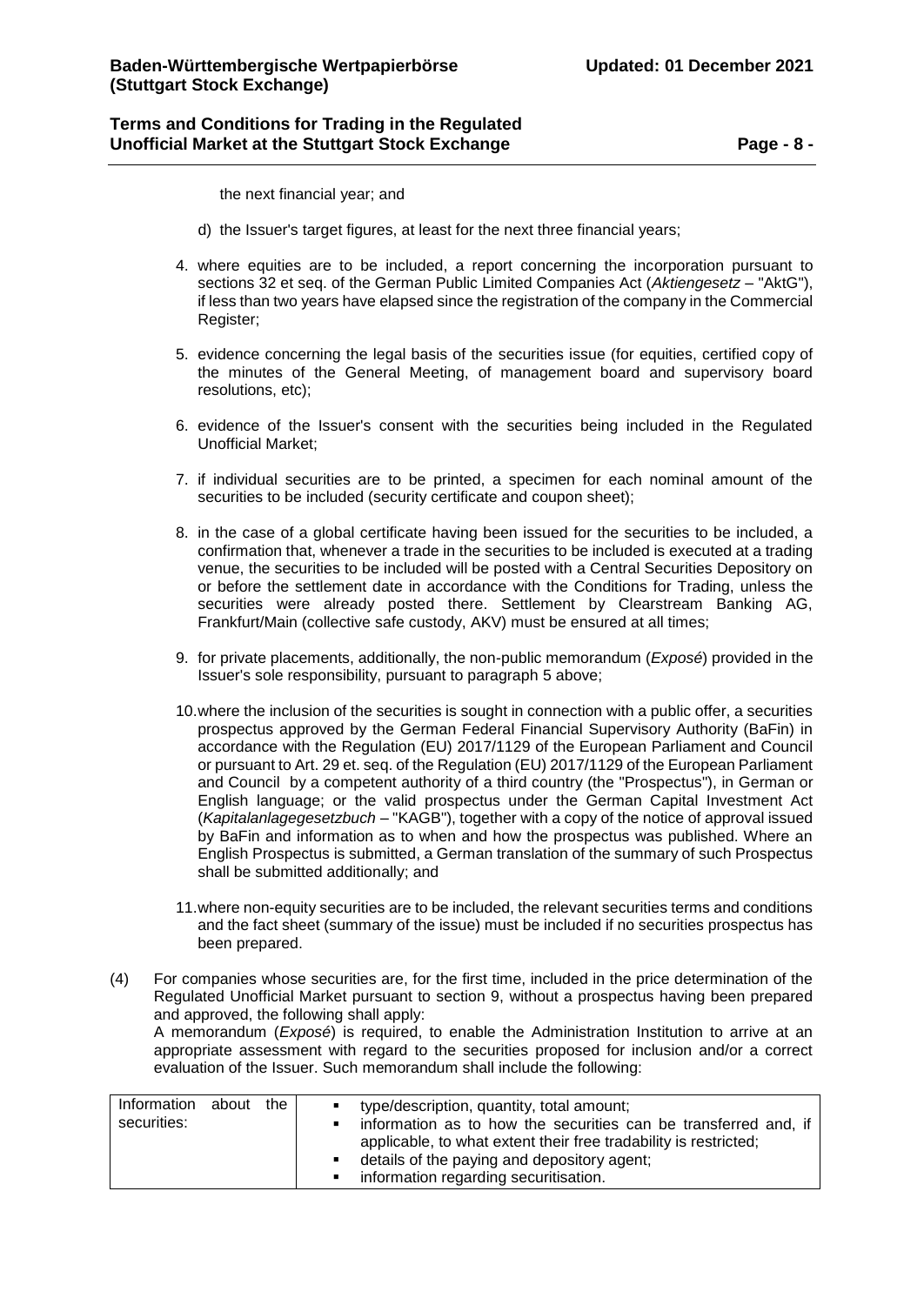the next financial year; and

d) the Issuer's target figures, at least for the next three financial years;

4. where equities are to be included, a report concerning the incorporation pursuant to sections 32 et seq. of the German Public Limited Companies Act (*Aktiengesetz* – "AktG"), if less than two years have elapsed since the registration of the company in the Commercial Register;

5. evidence concerning the legal basis of the securities issue (for equities, certified copy of the minutes of the General Meeting, of management board and supervisory board resolutions, etc);

6. evidence of the Issuer's consent with the securities being included in the Regulated Unofficial Market;

7. if individual securities are to be printed, a specimen for each nominal amount of the securities to be included (security certificate and coupon sheet);

8. in the case of a global certificate having been issued for the securities to be included, a confirmation that, whenever a trade in the securities to be included is executed at a trading venue, the securities to be included will be posted with a Central Securities Depository on or before the settlement date in accordance with the Conditions for Trading, unless the securities were already posted there. Settlement by Clearstream Banking AG, Frankfurt/Main (collective safe custody, AKV) must be ensured at all times;

9. for private placements, additionally, the non-public memorandum (*Exposé*) provided in the Issuer's sole responsibility, pursuant to paragraph 5 above;

10. where the inclusion of the securities is sought in connection with a public offer, a securities prospectus approved by the German Federal Financial Supervisory Authority (BaFin) in accordance with the Regulation (EU) 2017/1129 of the European Parliament and Council or pursuant to Art. 29 et. seq. of the Regulation (EU) 2017/1129 of the European Parliament and Council by a competent authority of a third country (the "Prospectus"), in German or English language; or the valid prospectus under the German Capital Investment Act (*Kapitalanlagegesetzbuch* – "KAGB"), together with a copy of the notice of approval issued by BaFin and information as to when and how the prospectus was published. Where an English Prospectus is submitted, a German translation of the summary of such Prospectus shall be submitted additionally; and

11. where non-equity securities are to be included, the relevant securities terms and conditions and the fact sheet (summary of the issue) must be included if no securities prospectus has been prepared.

(4) For companies whose securities are, for the first time, included in the price determination of the Regulated Unofficial Market pursuant to section 9, without a prospectus having been prepared and approved, the following shall apply:
A memorandum (*Exposé*) is required, to enable the Administration Institution to arrive at an appropriate assessment with regard to the securities proposed for inclusion and/or a correct evaluation of the Issuer. Such memorandum shall include the following:

| Information about the securities: | ▪ type/description, quantity, total amount;<br>▪ information as to how the securities can be transferred and, if applicable, to what extent their free tradability is restricted;<br>▪ details of the paying and depository agent;<br>▪ information regarding securitisation. |
|---|---|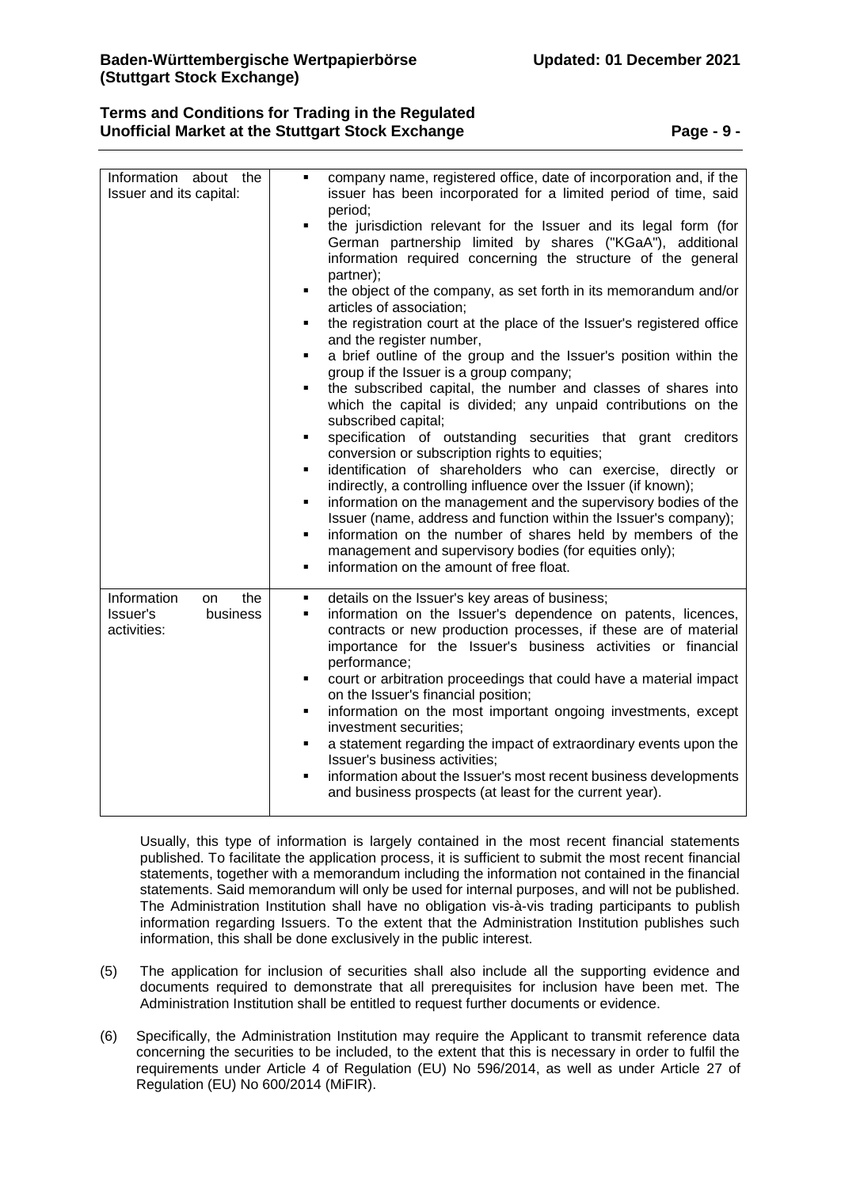| | |
|---|---|
| Information about the Issuer and its capital: | <ul><li>company name, registered office, date of incorporation and, if the issuer has been incorporated for a limited period of time, said period;</li><li>the jurisdiction relevant for the Issuer and its legal form (for German partnership limited by shares ("KGaA"), additional information required concerning the structure of the general partner);</li><li>the object of the company, as set forth in its memorandum and/or articles of association;</li><li>the registration court at the place of the Issuer's registered office and the register number,</li><li>a brief outline of the group and the Issuer's position within the group if the Issuer is a group company;</li><li>the subscribed capital, the number and classes of shares into which the capital is divided; any unpaid contributions on the subscribed capital;</li><li>specification of outstanding securities that grant creditors conversion or subscription rights to equities;</li><li>identification of shareholders who can exercise, directly or indirectly, a controlling influence over the Issuer (if known);</li><li>information on the management and the supervisory bodies of the Issuer (name, address and function within the Issuer's company);</li><li>information on the number of shares held by members of the management and supervisory bodies (for equities only);</li><li>information on the amount of free float.</li></ul> |
| Information on the Issuer's business activities: | <ul><li>details on the Issuer's key areas of business;</li><li>information on the Issuer's dependence on patents, licences, contracts or new production processes, if these are of material importance for the Issuer's business activities or financial performance;</li><li>court or arbitration proceedings that could have a material impact on the Issuer's financial position;</li><li>information on the most important ongoing investments, except investment securities;</li><li>a statement regarding the impact of extraordinary events upon the Issuer's business activities;</li><li>information about the Issuer's most recent business developments and business prospects (at least for the current year).</li></ul> |

Usually, this type of information is largely contained in the most recent financial statements published. To facilitate the application process, it is sufficient to submit the most recent financial statements, together with a memorandum including the information not contained in the financial statements. Said memorandum will only be used for internal purposes, and will not be published. The Administration Institution shall have no obligation vis-à-vis trading participants to publish information regarding Issuers. To the extent that the Administration Institution publishes such information, this shall be done exclusively in the public interest.

(5) The application for inclusion of securities shall also include all the supporting evidence and documents required to demonstrate that all prerequisites for inclusion have been met. The Administration Institution shall be entitled to request further documents or evidence.

(6) Specifically, the Administration Institution may require the Applicant to transmit reference data concerning the securities to be included, to the extent that this is necessary in order to fulfil the requirements under Article 4 of Regulation (EU) No 596/2014, as well as under Article 27 of Regulation (EU) No 600/2014 (MiFIR).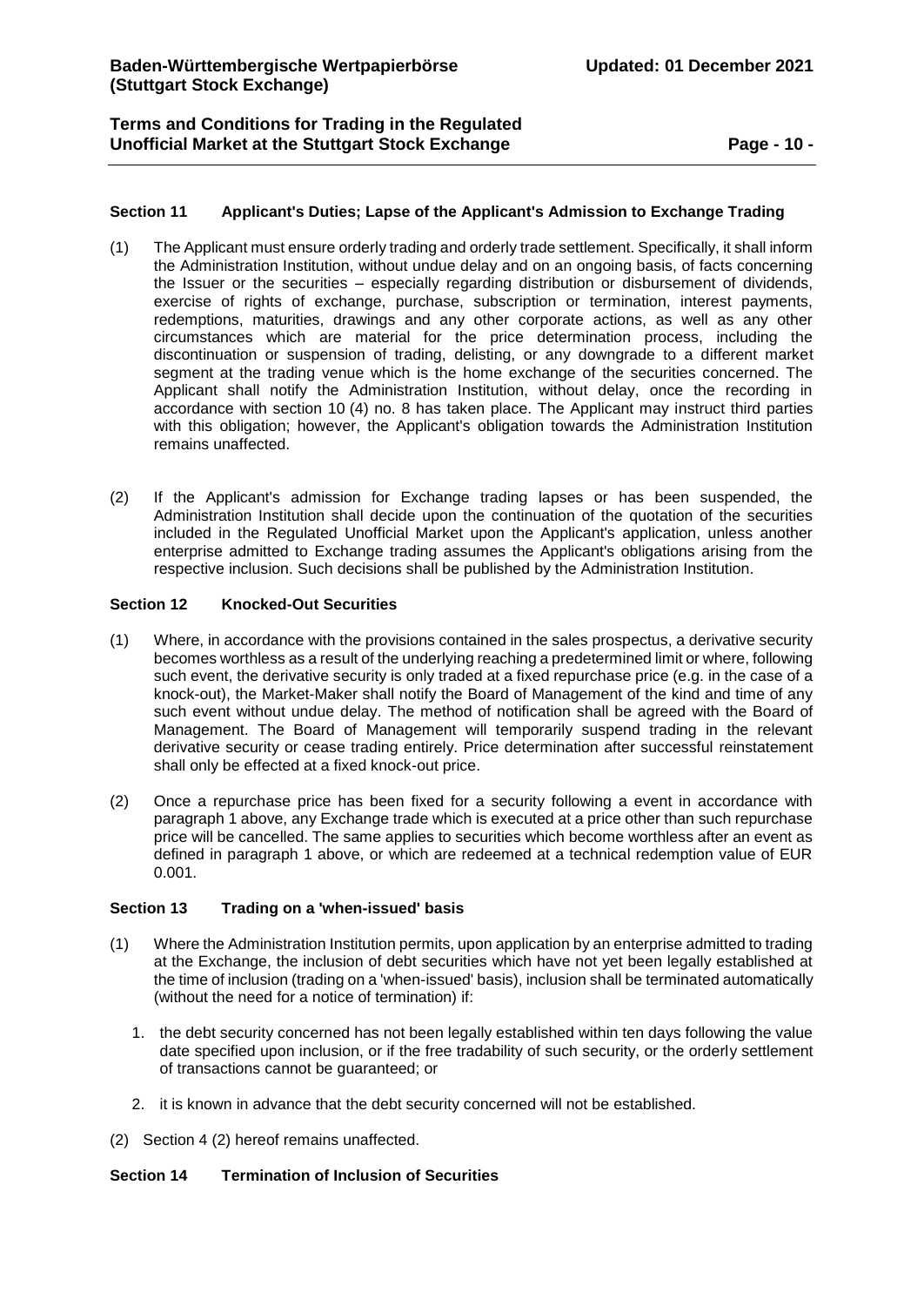### Section 11 Applicant's Duties; Lapse of the Applicant's Admission to Exchange Trading

(1) The Applicant must ensure orderly trading and orderly trade settlement. Specifically, it shall inform the Administration Institution, without undue delay and on an ongoing basis, of facts concerning the Issuer or the securities – especially regarding distribution or disbursement of dividends, exercise of rights of exchange, purchase, subscription or termination, interest payments, redemptions, maturities, drawings and any other corporate actions, as well as any other circumstances which are material for the price determination process, including the discontinuation or suspension of trading, delisting, or any downgrade to a different market segment at the trading venue which is the home exchange of the securities concerned. The Applicant shall notify the Administration Institution, without delay, once the recording in accordance with section 10 (4) no. 8 has taken place. The Applicant may instruct third parties with this obligation; however, the Applicant's obligation towards the Administration Institution remains unaffected.

(2) If the Applicant's admission for Exchange trading lapses or has been suspended, the Administration Institution shall decide upon the continuation of the quotation of the securities included in the Regulated Unofficial Market upon the Applicant's application, unless another enterprise admitted to Exchange trading assumes the Applicant's obligations arising from the respective inclusion. Such decisions shall be published by the Administration Institution.

### Section 12 Knocked-Out Securities

(1) Where, in accordance with the provisions contained in the sales prospectus, a derivative security becomes worthless as a result of the underlying reaching a predetermined limit or where, following such event, the derivative security is only traded at a fixed repurchase price (e.g. in the case of a knock-out), the Market-Maker shall notify the Board of Management of the kind and time of any such event without undue delay. The method of notification shall be agreed with the Board of Management. The Board of Management will temporarily suspend trading in the relevant derivative security or cease trading entirely. Price determination after successful reinstatement shall only be effected at a fixed knock-out price.

(2) Once a repurchase price has been fixed for a security following a event in accordance with paragraph 1 above, any Exchange trade which is executed at a price other than such repurchase price will be cancelled. The same applies to securities which become worthless after an event as defined in paragraph 1 above, or which are redeemed at a technical redemption value of EUR 0.001.

### Section 13 Trading on a 'when-issued' basis

(1) Where the Administration Institution permits, upon application by an enterprise admitted to trading at the Exchange, the inclusion of debt securities which have not yet been legally established at the time of inclusion (trading on a 'when-issued' basis), inclusion shall be terminated automatically (without the need for a notice of termination) if:

1. the debt security concerned has not been legally established within ten days following the value date specified upon inclusion, or if the free tradability of such security, or the orderly settlement of transactions cannot be guaranteed; or
2. it is known in advance that the debt security concerned will not be established.

(2) Section 4 (2) hereof remains unaffected.

### Section 14 Termination of Inclusion of Securities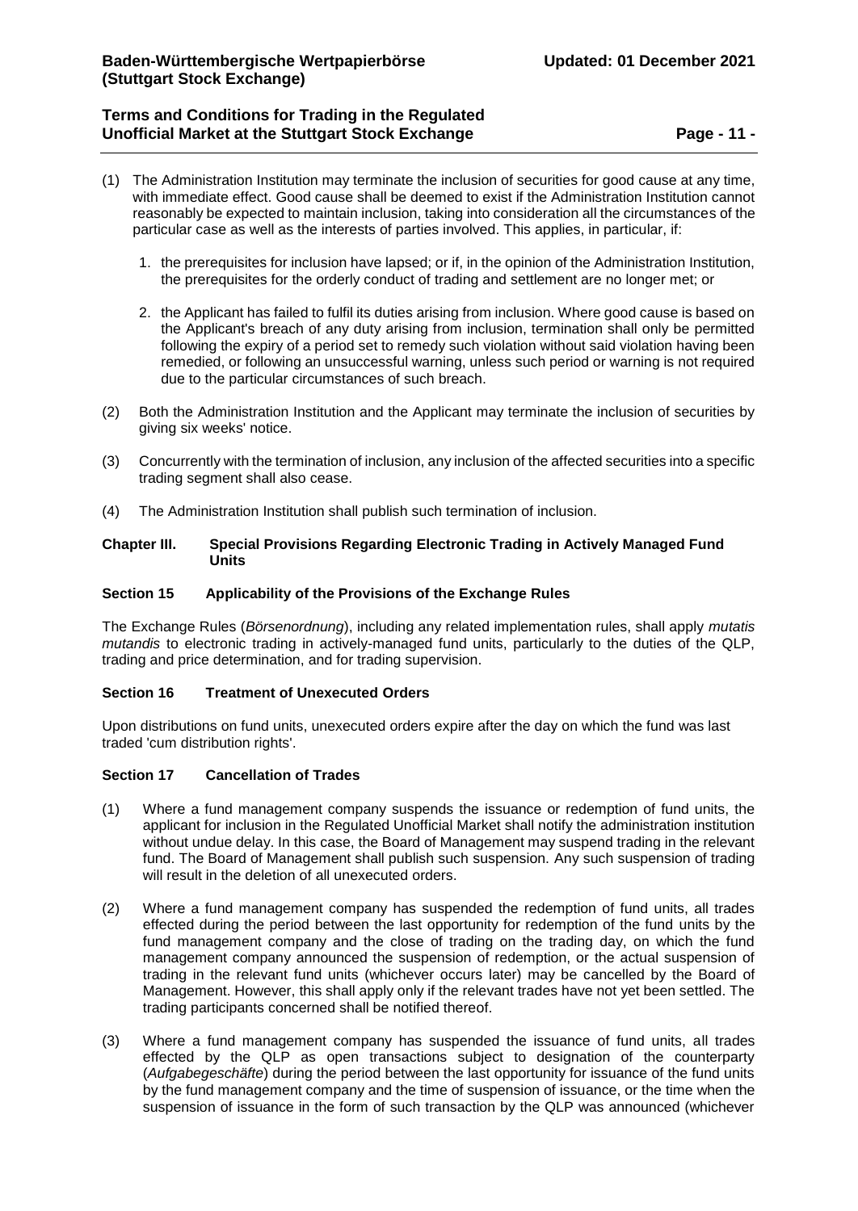(1) The Administration Institution may terminate the inclusion of securities for good cause at any time, with immediate effect. Good cause shall be deemed to exist if the Administration Institution cannot reasonably be expected to maintain inclusion, taking into consideration all the circumstances of the particular case as well as the interests of parties involved. This applies, in particular, if:

   1. the prerequisites for inclusion have lapsed; or if, in the opinion of the Administration Institution, the prerequisites for the orderly conduct of trading and settlement are no longer met; or

   2. the Applicant has failed to fulfil its duties arising from inclusion. Where good cause is based on the Applicant's breach of any duty arising from inclusion, termination shall only be permitted following the expiry of a period set to remedy such violation without said violation having been remedied, or following an unsuccessful warning, unless such period or warning is not required due to the particular circumstances of such breach.

(2) Both the Administration Institution and the Applicant may terminate the inclusion of securities by giving six weeks' notice.

(3) Concurrently with the termination of inclusion, any inclusion of the affected securities into a specific trading segment shall also cease.

(4) The Administration Institution shall publish such termination of inclusion.

## Chapter III. Special Provisions Regarding Electronic Trading in Actively Managed Fund Units

### Section 15 Applicability of the Provisions of the Exchange Rules

The Exchange Rules (*Börsenordnung*), including any related implementation rules, shall apply *mutatis mutandis* to electronic trading in actively-managed fund units, particularly to the duties of the QLP, trading and price determination, and for trading supervision.

### Section 16 Treatment of Unexecuted Orders

Upon distributions on fund units, unexecuted orders expire after the day on which the fund was last traded 'cum distribution rights'.

### Section 17 Cancellation of Trades

(1) Where a fund management company suspends the issuance or redemption of fund units, the applicant for inclusion in the Regulated Unofficial Market shall notify the administration institution without undue delay. In this case, the Board of Management may suspend trading in the relevant fund. The Board of Management shall publish such suspension. Any such suspension of trading will result in the deletion of all unexecuted orders.

(2) Where a fund management company has suspended the redemption of fund units, all trades effected during the period between the last opportunity for redemption of the fund units by the fund management company and the close of trading on the trading day, on which the fund management company announced the suspension of redemption, or the actual suspension of trading in the relevant fund units (whichever occurs later) may be cancelled by the Board of Management. However, this shall apply only if the relevant trades have not yet been settled. The trading participants concerned shall be notified thereof.

(3) Where a fund management company has suspended the issuance of fund units, all trades effected by the QLP as open transactions subject to designation of the counterparty (*Aufgabegeschäfte*) during the period between the last opportunity for issuance of the fund units by the fund management company and the time of suspension of issuance, or the time when the suspension of issuance in the form of such transaction by the QLP was announced (whichever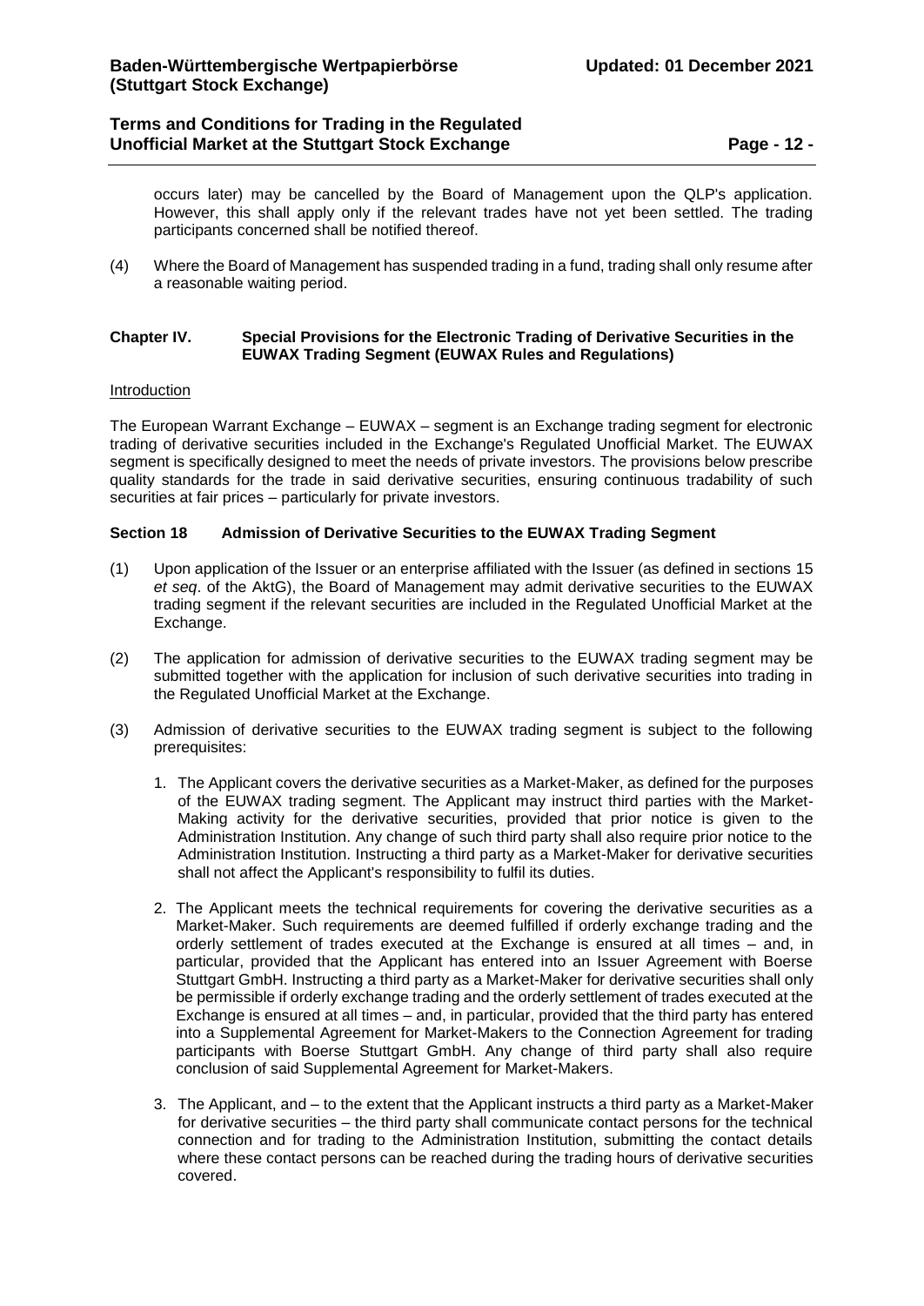occurs later) may be cancelled by the Board of Management upon the QLP's application. However, this shall apply only if the relevant trades have not yet been settled. The trading participants concerned shall be notified thereof.

(4) Where the Board of Management has suspended trading in a fund, trading shall only resume after a reasonable waiting period.

## Chapter IV. Special Provisions for the Electronic Trading of Derivative Securities in the EUWAX Trading Segment (EUWAX Rules and Regulations)

Introduction

The European Warrant Exchange – EUWAX – segment is an Exchange trading segment for electronic trading of derivative securities included in the Exchange's Regulated Unofficial Market. The EUWAX segment is specifically designed to meet the needs of private investors. The provisions below prescribe quality standards for the trade in said derivative securities, ensuring continuous tradability of such securities at fair prices – particularly for private investors.

### Section 18 Admission of Derivative Securities to the EUWAX Trading Segment

(1) Upon application of the Issuer or an enterprise affiliated with the Issuer (as defined in sections 15 *et seq*. of the AktG), the Board of Management may admit derivative securities to the EUWAX trading segment if the relevant securities are included in the Regulated Unofficial Market at the Exchange.

(2) The application for admission of derivative securities to the EUWAX trading segment may be submitted together with the application for inclusion of such derivative securities into trading in the Regulated Unofficial Market at the Exchange.

(3) Admission of derivative securities to the EUWAX trading segment is subject to the following prerequisites:

1. The Applicant covers the derivative securities as a Market-Maker, as defined for the purposes of the EUWAX trading segment. The Applicant may instruct third parties with the Market-Making activity for the derivative securities, provided that prior notice is given to the Administration Institution. Any change of such third party shall also require prior notice to the Administration Institution. Instructing a third party as a Market-Maker for derivative securities shall not affect the Applicant's responsibility to fulfil its duties.

2. The Applicant meets the technical requirements for covering the derivative securities as a Market-Maker. Such requirements are deemed fulfilled if orderly exchange trading and the orderly settlement of trades executed at the Exchange is ensured at all times – and, in particular, provided that the Applicant has entered into an Issuer Agreement with Boerse Stuttgart GmbH. Instructing a third party as a Market-Maker for derivative securities shall only be permissible if orderly exchange trading and the orderly settlement of trades executed at the Exchange is ensured at all times – and, in particular, provided that the third party has entered into a Supplemental Agreement for Market-Makers to the Connection Agreement for trading participants with Boerse Stuttgart GmbH. Any change of third party shall also require conclusion of said Supplemental Agreement for Market-Makers.

3. The Applicant, and – to the extent that the Applicant instructs a third party as a Market-Maker for derivative securities – the third party shall communicate contact persons for the technical connection and for trading to the Administration Institution, submitting the contact details where these contact persons can be reached during the trading hours of derivative securities covered.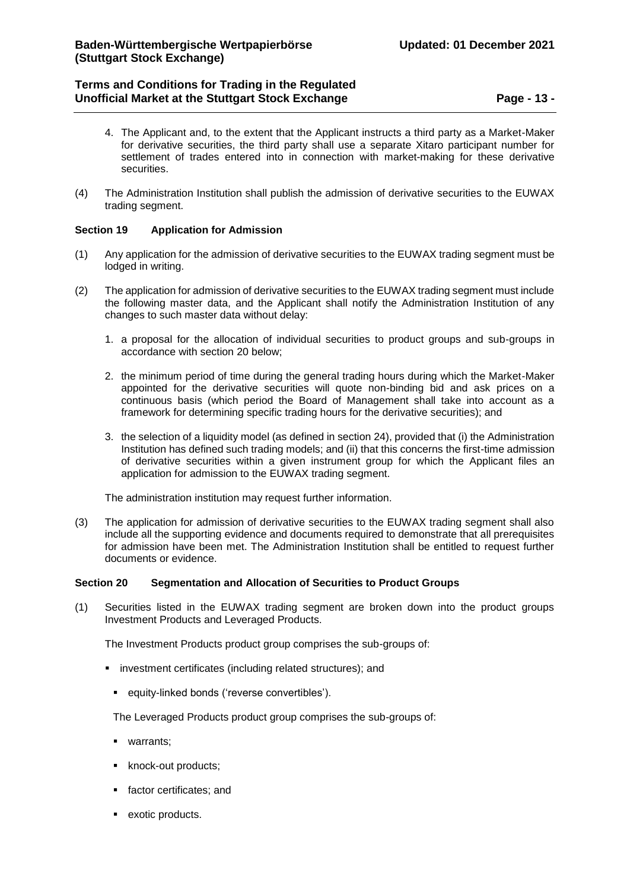4. The Applicant and, to the extent that the Applicant instructs a third party as a Market-Maker for derivative securities, the third party shall use a separate Xitaro participant number for settlement of trades entered into in connection with market-making for these derivative securities.

(4) The Administration Institution shall publish the admission of derivative securities to the EUWAX trading segment.

### Section 19 Application for Admission

(1) Any application for the admission of derivative securities to the EUWAX trading segment must be lodged in writing.

(2) The application for admission of derivative securities to the EUWAX trading segment must include the following master data, and the Applicant shall notify the Administration Institution of any changes to such master data without delay:

1. a proposal for the allocation of individual securities to product groups and sub-groups in accordance with section 20 below;
2. the minimum period of time during the general trading hours during which the Market-Maker appointed for the derivative securities will quote non-binding bid and ask prices on a continuous basis (which period the Board of Management shall take into account as a framework for determining specific trading hours for the derivative securities); and
3. the selection of a liquidity model (as defined in section 24), provided that (i) the Administration Institution has defined such trading models; and (ii) that this concerns the first-time admission of derivative securities within a given instrument group for which the Applicant files an application for admission to the EUWAX trading segment.

The administration institution may request further information.

(3) The application for admission of derivative securities to the EUWAX trading segment shall also include all the supporting evidence and documents required to demonstrate that all prerequisites for admission have been met. The Administration Institution shall be entitled to request further documents or evidence.

### Section 20 Segmentation and Allocation of Securities to Product Groups

(1) Securities listed in the EUWAX trading segment are broken down into the product groups Investment Products and Leveraged Products.

The Investment Products product group comprises the sub-groups of:

- investment certificates (including related structures); and
- equity-linked bonds ('reverse convertibles').

The Leveraged Products product group comprises the sub-groups of:

- warrants;
- knock-out products;
- factor certificates; and
- exotic products.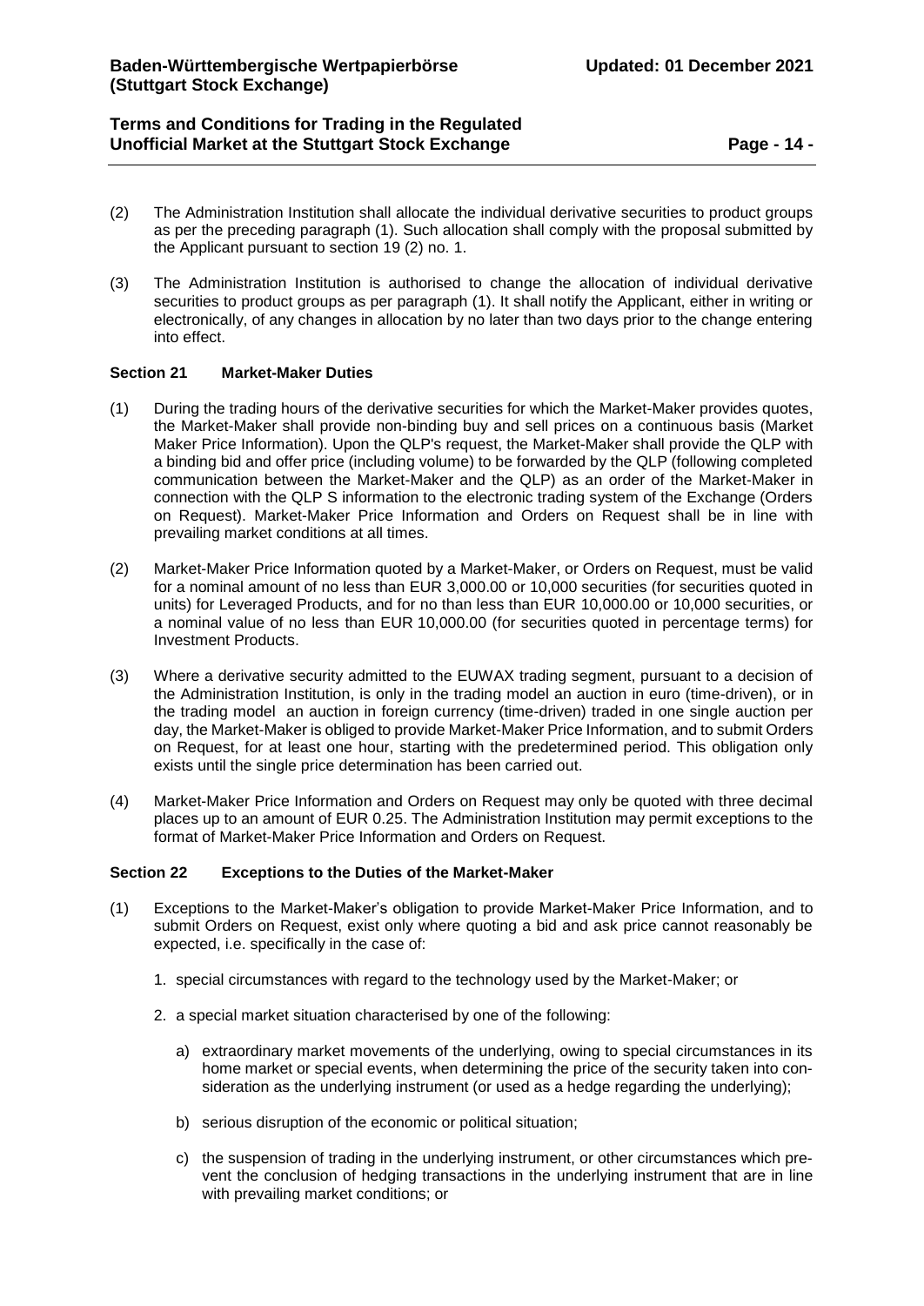(2) The Administration Institution shall allocate the individual derivative securities to product groups as per the preceding paragraph (1). Such allocation shall comply with the proposal submitted by the Applicant pursuant to section 19 (2) no. 1.

(3) The Administration Institution is authorised to change the allocation of individual derivative securities to product groups as per paragraph (1). It shall notify the Applicant, either in writing or electronically, of any changes in allocation by no later than two days prior to the change entering into effect.

### Section 21 Market-Maker Duties

(1) During the trading hours of the derivative securities for which the Market-Maker provides quotes, the Market-Maker shall provide non-binding buy and sell prices on a continuous basis (Market Maker Price Information). Upon the QLP's request, the Market-Maker shall provide the QLP with a binding bid and offer price (including volume) to be forwarded by the QLP (following completed communication between the Market-Maker and the QLP) as an order of the Market-Maker in connection with the QLP S information to the electronic trading system of the Exchange (Orders on Request). Market-Maker Price Information and Orders on Request shall be in line with prevailing market conditions at all times.

(2) Market-Maker Price Information quoted by a Market-Maker, or Orders on Request, must be valid for a nominal amount of no less than EUR 3,000.00 or 10,000 securities (for securities quoted in units) for Leveraged Products, and for no than less than EUR 10,000.00 or 10,000 securities, or a nominal value of no less than EUR 10,000.00 (for securities quoted in percentage terms) for Investment Products.

(3) Where a derivative security admitted to the EUWAX trading segment, pursuant to a decision of the Administration Institution, is only in the trading model an auction in euro (time-driven), or in the trading model an auction in foreign currency (time-driven) traded in one single auction per day, the Market-Maker is obliged to provide Market-Maker Price Information, and to submit Orders on Request, for at least one hour, starting with the predetermined period. This obligation only exists until the single price determination has been carried out.

(4) Market-Maker Price Information and Orders on Request may only be quoted with three decimal places up to an amount of EUR 0.25. The Administration Institution may permit exceptions to the format of Market-Maker Price Information and Orders on Request.

### Section 22 Exceptions to the Duties of the Market-Maker

(1) Exceptions to the Market-Maker's obligation to provide Market-Maker Price Information, and to submit Orders on Request, exist only where quoting a bid and ask price cannot reasonably be expected, i.e. specifically in the case of:

   1. special circumstances with regard to the technology used by the Market-Maker; or

   2. a special market situation characterised by one of the following:

      a) extraordinary market movements of the underlying, owing to special circumstances in its home market or special events, when determining the price of the security taken into consideration as the underlying instrument (or used as a hedge regarding the underlying);

      b) serious disruption of the economic or political situation;

      c) the suspension of trading in the underlying instrument, or other circumstances which prevent the conclusion of hedging transactions in the underlying instrument that are in line with prevailing market conditions; or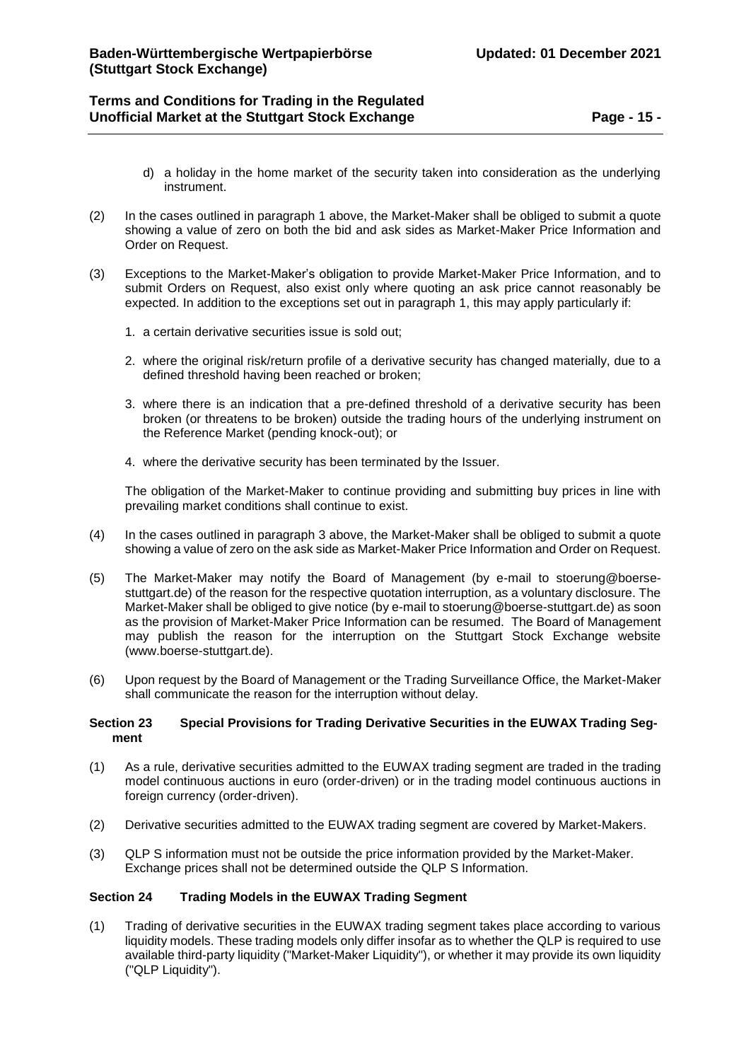d) a holiday in the home market of the security taken into consideration as the underlying instrument.

(2) In the cases outlined in paragraph 1 above, the Market-Maker shall be obliged to submit a quote showing a value of zero on both the bid and ask sides as Market-Maker Price Information and Order on Request.

(3) Exceptions to the Market-Maker's obligation to provide Market-Maker Price Information, and to submit Orders on Request, also exist only where quoting an ask price cannot reasonably be expected. In addition to the exceptions set out in paragraph 1, this may apply particularly if:

1. a certain derivative securities issue is sold out;

2. where the original risk/return profile of a derivative security has changed materially, due to a defined threshold having been reached or broken;

3. where there is an indication that a pre-defined threshold of a derivative security has been broken (or threatens to be broken) outside the trading hours of the underlying instrument on the Reference Market (pending knock-out); or

4. where the derivative security has been terminated by the Issuer.

The obligation of the Market-Maker to continue providing and submitting buy prices in line with prevailing market conditions shall continue to exist.

(4) In the cases outlined in paragraph 3 above, the Market-Maker shall be obliged to submit a quote showing a value of zero on the ask side as Market-Maker Price Information and Order on Request.

(5) The Market-Maker may notify the Board of Management (by e-mail to stoerung@boerse-stuttgart.de) of the reason for the respective quotation interruption, as a voluntary disclosure. The Market-Maker shall be obliged to give notice (by e-mail to stoerung@boerse-stuttgart.de) as soon as the provision of Market-Maker Price Information can be resumed. The Board of Management may publish the reason for the interruption on the Stuttgart Stock Exchange website (www.boerse-stuttgart.de).

(6) Upon request by the Board of Management or the Trading Surveillance Office, the Market-Maker shall communicate the reason for the interruption without delay.

### Section 23 Special Provisions for Trading Derivative Securities in the EUWAX Trading Segment

(1) As a rule, derivative securities admitted to the EUWAX trading segment are traded in the trading model continuous auctions in euro (order-driven) or in the trading model continuous auctions in foreign currency (order-driven).

(2) Derivative securities admitted to the EUWAX trading segment are covered by Market-Makers.

(3) QLP S information must not be outside the price information provided by the Market-Maker. Exchange prices shall not be determined outside the QLP S Information.

### Section 24 Trading Models in the EUWAX Trading Segment

(1) Trading of derivative securities in the EUWAX trading segment takes place according to various liquidity models. These trading models only differ insofar as to whether the QLP is required to use available third-party liquidity ("Market-Maker Liquidity"), or whether it may provide its own liquidity ("QLP Liquidity").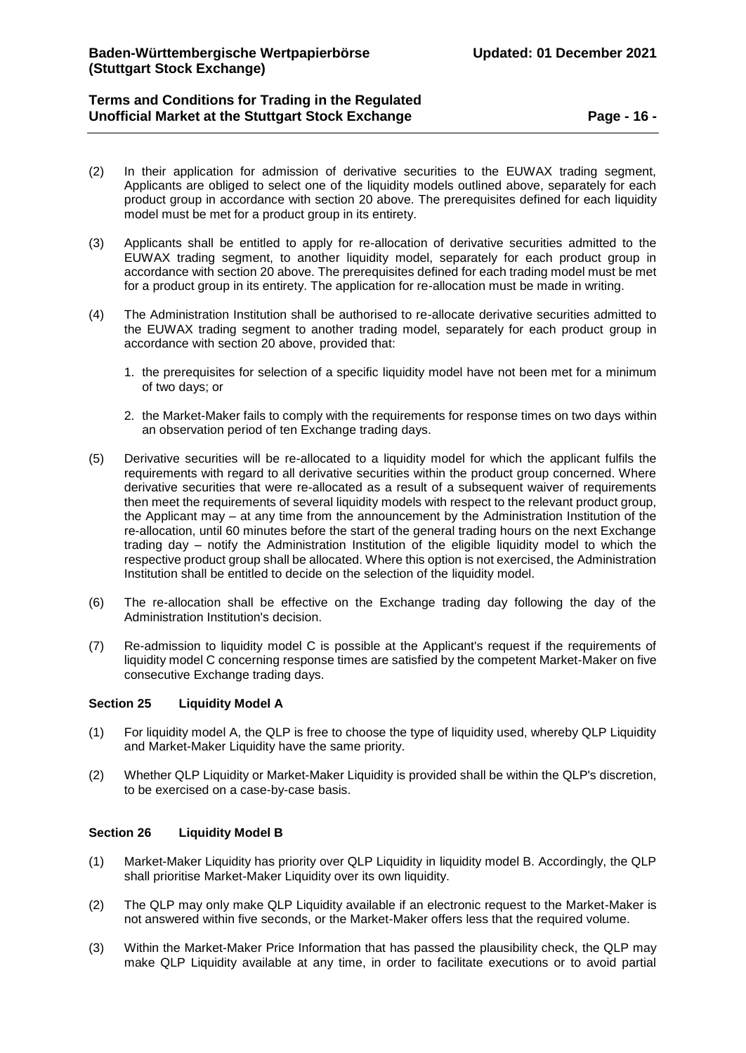(2) In their application for admission of derivative securities to the EUWAX trading segment, Applicants are obliged to select one of the liquidity models outlined above, separately for each product group in accordance with section 20 above. The prerequisites defined for each liquidity model must be met for a product group in its entirety.

(3) Applicants shall be entitled to apply for re-allocation of derivative securities admitted to the EUWAX trading segment, to another liquidity model, separately for each product group in accordance with section 20 above. The prerequisites defined for each trading model must be met for a product group in its entirety. The application for re-allocation must be made in writing.

(4) The Administration Institution shall be authorised to re-allocate derivative securities admitted to the EUWAX trading segment to another trading model, separately for each product group in accordance with section 20 above, provided that:

   1. the prerequisites for selection of a specific liquidity model have not been met for a minimum of two days; or

   2. the Market-Maker fails to comply with the requirements for response times on two days within an observation period of ten Exchange trading days.

(5) Derivative securities will be re-allocated to a liquidity model for which the applicant fulfils the requirements with regard to all derivative securities within the product group concerned. Where derivative securities that were re-allocated as a result of a subsequent waiver of requirements then meet the requirements of several liquidity models with respect to the relevant product group, the Applicant may – at any time from the announcement by the Administration Institution of the re-allocation, until 60 minutes before the start of the general trading hours on the next Exchange trading day – notify the Administration Institution of the eligible liquidity model to which the respective product group shall be allocated. Where this option is not exercised, the Administration Institution shall be entitled to decide on the selection of the liquidity model.

(6) The re-allocation shall be effective on the Exchange trading day following the day of the Administration Institution's decision.

(7) Re-admission to liquidity model C is possible at the Applicant's request if the requirements of liquidity model C concerning response times are satisfied by the competent Market-Maker on five consecutive Exchange trading days.

### Section 25 Liquidity Model A

(1) For liquidity model A, the QLP is free to choose the type of liquidity used, whereby QLP Liquidity and Market-Maker Liquidity have the same priority.

(2) Whether QLP Liquidity or Market-Maker Liquidity is provided shall be within the QLP's discretion, to be exercised on a case-by-case basis.

### Section 26 Liquidity Model B

(1) Market-Maker Liquidity has priority over QLP Liquidity in liquidity model B. Accordingly, the QLP shall prioritise Market-Maker Liquidity over its own liquidity.

(2) The QLP may only make QLP Liquidity available if an electronic request to the Market-Maker is not answered within five seconds, or the Market-Maker offers less that the required volume.

(3) Within the Market-Maker Price Information that has passed the plausibility check, the QLP may make QLP Liquidity available at any time, in order to facilitate executions or to avoid partial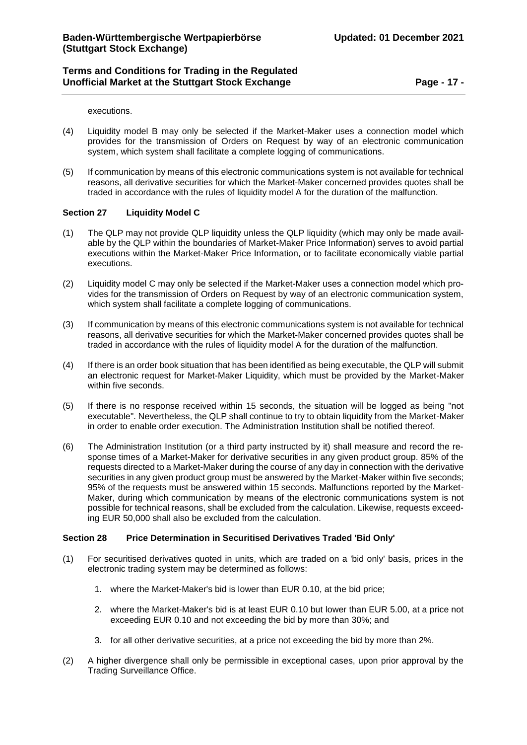executions.

(4) Liquidity model B may only be selected if the Market-Maker uses a connection model which provides for the transmission of Orders on Request by way of an electronic communication system, which system shall facilitate a complete logging of communications.

(5) If communication by means of this electronic communications system is not available for technical reasons, all derivative securities for which the Market-Maker concerned provides quotes shall be traded in accordance with the rules of liquidity model A for the duration of the malfunction.

### Section 27 Liquidity Model C

(1) The QLP may not provide QLP liquidity unless the QLP liquidity (which may only be made available by the QLP within the boundaries of Market-Maker Price Information) serves to avoid partial executions within the Market-Maker Price Information, or to facilitate economically viable partial executions.

(2) Liquidity model C may only be selected if the Market-Maker uses a connection model which provides for the transmission of Orders on Request by way of an electronic communication system, which system shall facilitate a complete logging of communications.

(3) If communication by means of this electronic communications system is not available for technical reasons, all derivative securities for which the Market-Maker concerned provides quotes shall be traded in accordance with the rules of liquidity model A for the duration of the malfunction.

(4) If there is an order book situation that has been identified as being executable, the QLP will submit an electronic request for Market-Maker Liquidity, which must be provided by the Market-Maker within five seconds.

(5) If there is no response received within 15 seconds, the situation will be logged as being "not executable". Nevertheless, the QLP shall continue to try to obtain liquidity from the Market-Maker in order to enable order execution. The Administration Institution shall be notified thereof.

(6) The Administration Institution (or a third party instructed by it) shall measure and record the response times of a Market-Maker for derivative securities in any given product group. 85% of the requests directed to a Market-Maker during the course of any day in connection with the derivative securities in any given product group must be answered by the Market-Maker within five seconds; 95% of the requests must be answered within 15 seconds. Malfunctions reported by the Market-Maker, during which communication by means of the electronic communications system is not possible for technical reasons, shall be excluded from the calculation. Likewise, requests exceeding EUR 50,000 shall also be excluded from the calculation.

### Section 28 Price Determination in Securitised Derivatives Traded 'Bid Only'

(1) For securitised derivatives quoted in units, which are traded on a 'bid only' basis, prices in the electronic trading system may be determined as follows:

   1. where the Market-Maker's bid is lower than EUR 0.10, at the bid price;

   2. where the Market-Maker's bid is at least EUR 0.10 but lower than EUR 5.00, at a price not exceeding EUR 0.10 and not exceeding the bid by more than 30%; and

   3. for all other derivative securities, at a price not exceeding the bid by more than 2%.

(2) A higher divergence shall only be permissible in exceptional cases, upon prior approval by the Trading Surveillance Office.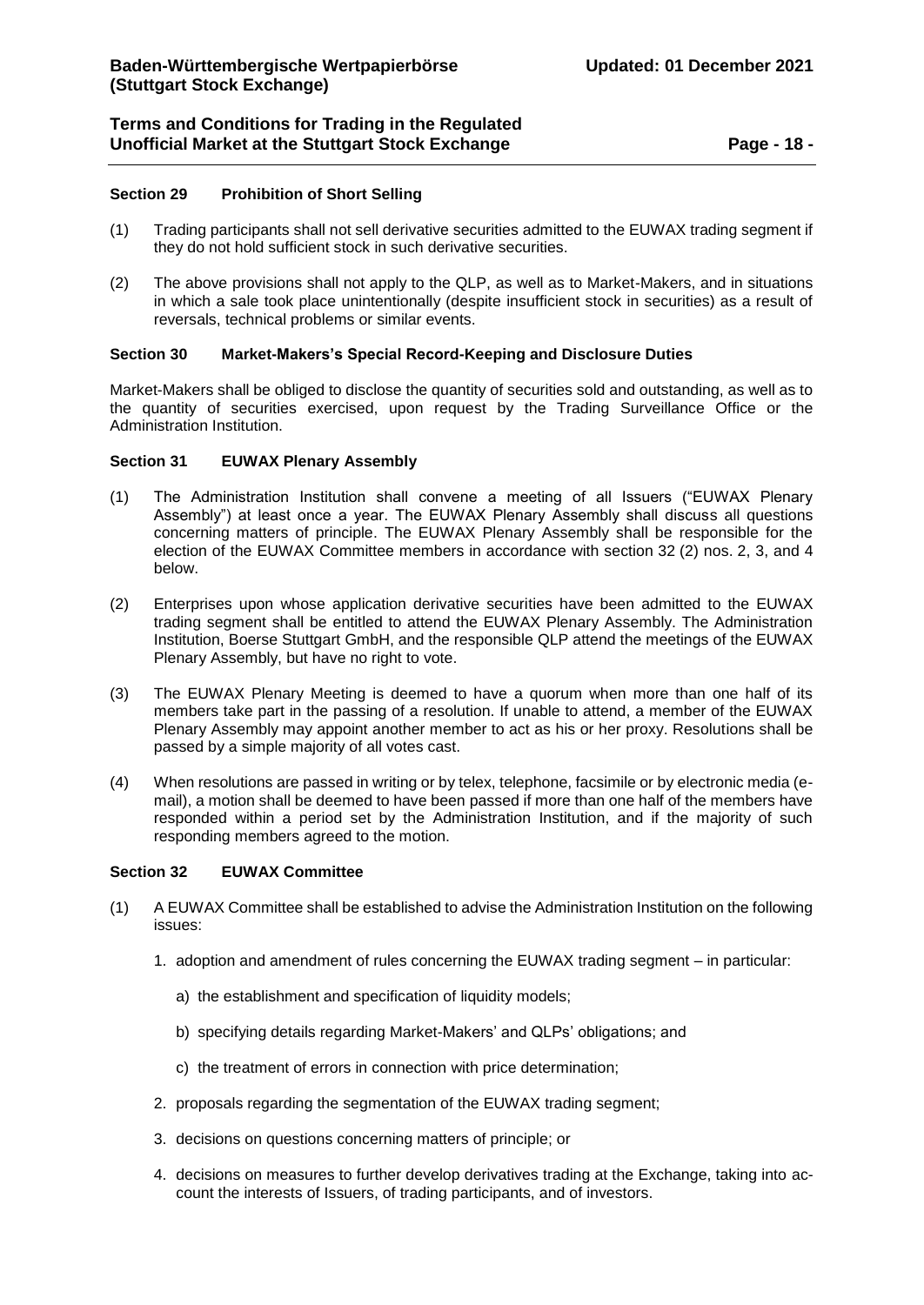#### Section 29 Prohibition of Short Selling

(1) Trading participants shall not sell derivative securities admitted to the EUWAX trading segment if they do not hold sufficient stock in such derivative securities.

(2) The above provisions shall not apply to the QLP, as well as to Market-Makers, and in situations in which a sale took place unintentionally (despite insufficient stock in securities) as a result of reversals, technical problems or similar events.

#### Section 30 Market-Makers's Special Record-Keeping and Disclosure Duties

Market-Makers shall be obliged to disclose the quantity of securities sold and outstanding, as well as to the quantity of securities exercised, upon request by the Trading Surveillance Office or the Administration Institution.

#### Section 31 EUWAX Plenary Assembly

(1) The Administration Institution shall convene a meeting of all Issuers ("EUWAX Plenary Assembly") at least once a year. The EUWAX Plenary Assembly shall discuss all questions concerning matters of principle. The EUWAX Plenary Assembly shall be responsible for the election of the EUWAX Committee members in accordance with section 32 (2) nos. 2, 3, and 4 below.

(2) Enterprises upon whose application derivative securities have been admitted to the EUWAX trading segment shall be entitled to attend the EUWAX Plenary Assembly. The Administration Institution, Boerse Stuttgart GmbH, and the responsible QLP attend the meetings of the EUWAX Plenary Assembly, but have no right to vote.

(3) The EUWAX Plenary Meeting is deemed to have a quorum when more than one half of its members take part in the passing of a resolution. If unable to attend, a member of the EUWAX Plenary Assembly may appoint another member to act as his or her proxy. Resolutions shall be passed by a simple majority of all votes cast.

(4) When resolutions are passed in writing or by telex, telephone, facsimile or by electronic media (e-mail), a motion shall be deemed to have been passed if more than one half of the members have responded within a period set by the Administration Institution, and if the majority of such responding members agreed to the motion.

#### Section 32 EUWAX Committee

(1) A EUWAX Committee shall be established to advise the Administration Institution on the following issues:

   1. adoption and amendment of rules concerning the EUWAX trading segment – in particular:

      a) the establishment and specification of liquidity models;

      b) specifying details regarding Market-Makers' and QLPs' obligations; and

      c) the treatment of errors in connection with price determination;

   2. proposals regarding the segmentation of the EUWAX trading segment;

   3. decisions on questions concerning matters of principle; or

   4. decisions on measures to further develop derivatives trading at the Exchange, taking into account the interests of Issuers, of trading participants, and of investors.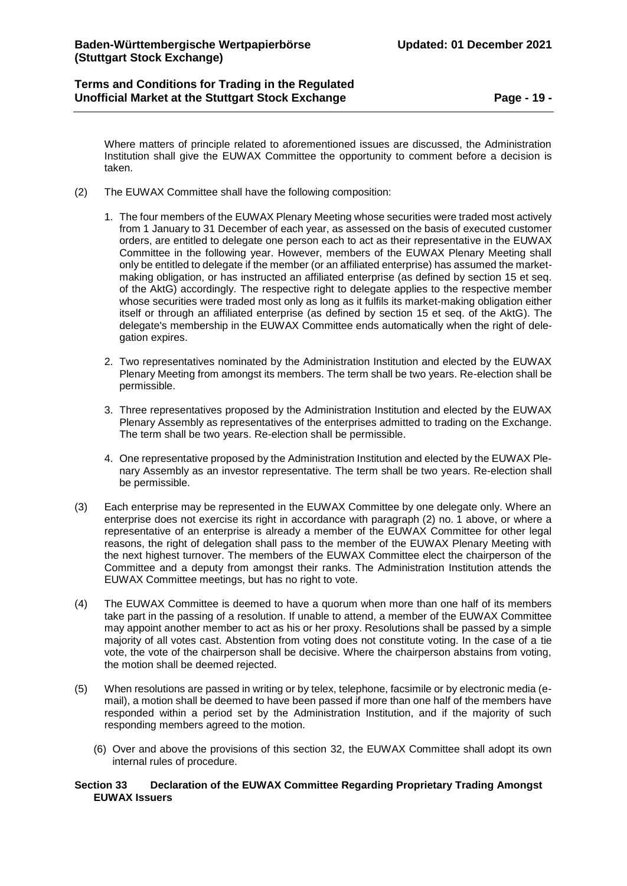Where matters of principle related to aforementioned issues are discussed, the Administration Institution shall give the EUWAX Committee the opportunity to comment before a decision is taken.

(2) The EUWAX Committee shall have the following composition:

1. The four members of the EUWAX Plenary Meeting whose securities were traded most actively from 1 January to 31 December of each year, as assessed on the basis of executed customer orders, are entitled to delegate one person each to act as their representative in the EUWAX Committee in the following year. However, members of the EUWAX Plenary Meeting shall only be entitled to delegate if the member (or an affiliated enterprise) has assumed the market-making obligation, or has instructed an affiliated enterprise (as defined by section 15 et seq. of the AktG) accordingly. The respective right to delegate applies to the respective member whose securities were traded most only as long as it fulfils its market-making obligation either itself or through an affiliated enterprise (as defined by section 15 et seq. of the AktG). The delegate's membership in the EUWAX Committee ends automatically when the right of delegation expires.

2. Two representatives nominated by the Administration Institution and elected by the EUWAX Plenary Meeting from amongst its members. The term shall be two years. Re-election shall be permissible.

3. Three representatives proposed by the Administration Institution and elected by the EUWAX Plenary Assembly as representatives of the enterprises admitted to trading on the Exchange. The term shall be two years. Re-election shall be permissible.

4. One representative proposed by the Administration Institution and elected by the EUWAX Plenary Assembly as an investor representative. The term shall be two years. Re-election shall be permissible.

(3) Each enterprise may be represented in the EUWAX Committee by one delegate only. Where an enterprise does not exercise its right in accordance with paragraph (2) no. 1 above, or where a representative of an enterprise is already a member of the EUWAX Committee for other legal reasons, the right of delegation shall pass to the member of the EUWAX Plenary Meeting with the next highest turnover. The members of the EUWAX Committee elect the chairperson of the Committee and a deputy from amongst their ranks. The Administration Institution attends the EUWAX Committee meetings, but has no right to vote.

(4) The EUWAX Committee is deemed to have a quorum when more than one half of its members take part in the passing of a resolution. If unable to attend, a member of the EUWAX Committee may appoint another member to act as his or her proxy. Resolutions shall be passed by a simple majority of all votes cast. Abstention from voting does not constitute voting. In the case of a tie vote, the vote of the chairperson shall be decisive. Where the chairperson abstains from voting, the motion shall be deemed rejected.

(5) When resolutions are passed in writing or by telex, telephone, facsimile or by electronic media (e-mail), a motion shall be deemed to have been passed if more than one half of the members have responded within a period set by the Administration Institution, and if the majority of such responding members agreed to the motion.

(6) Over and above the provisions of this section 32, the EUWAX Committee shall adopt its own internal rules of procedure.

### Section 33 Declaration of the EUWAX Committee Regarding Proprietary Trading Amongst EUWAX Issuers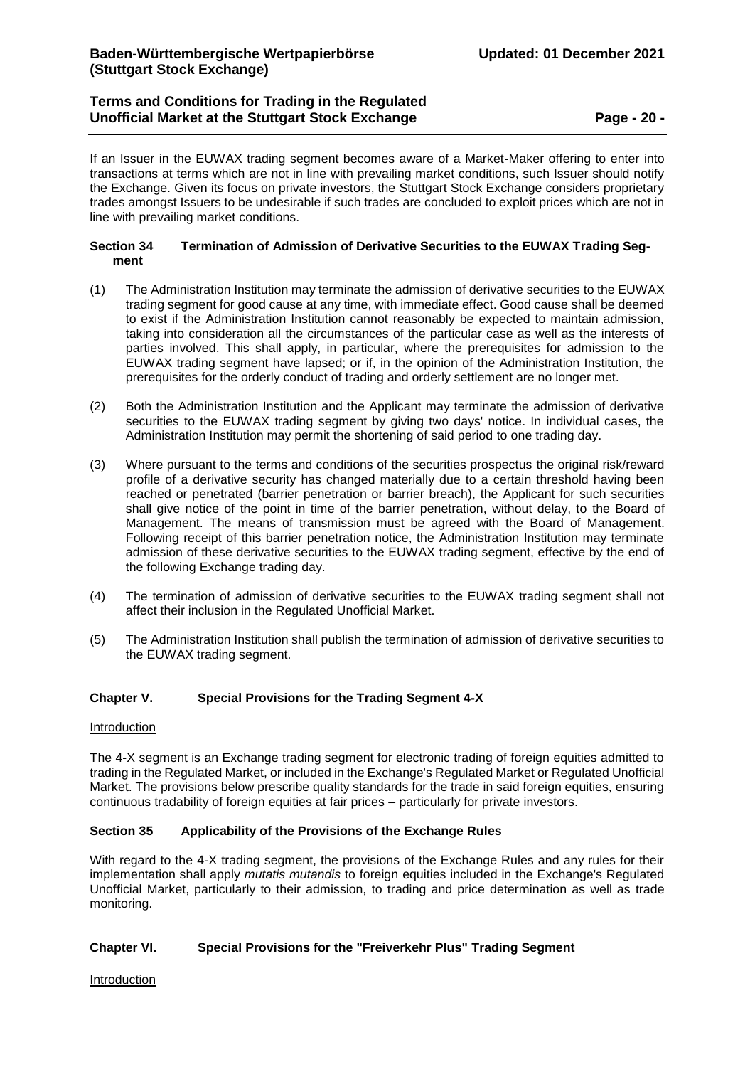If an Issuer in the EUWAX trading segment becomes aware of a Market-Maker offering to enter into transactions at terms which are not in line with prevailing market conditions, such Issuer should notify the Exchange. Given its focus on private investors, the Stuttgart Stock Exchange considers proprietary trades amongst Issuers to be undesirable if such trades are concluded to exploit prices which are not in line with prevailing market conditions.

#### Section 34 Termination of Admission of Derivative Securities to the EUWAX Trading Segment

(1) The Administration Institution may terminate the admission of derivative securities to the EUWAX trading segment for good cause at any time, with immediate effect. Good cause shall be deemed to exist if the Administration Institution cannot reasonably be expected to maintain admission, taking into consideration all the circumstances of the particular case as well as the interests of parties involved. This shall apply, in particular, where the prerequisites for admission to the EUWAX trading segment have lapsed; or if, in the opinion of the Administration Institution, the prerequisites for the orderly conduct of trading and orderly settlement are no longer met.

(2) Both the Administration Institution and the Applicant may terminate the admission of derivative securities to the EUWAX trading segment by giving two days' notice. In individual cases, the Administration Institution may permit the shortening of said period to one trading day.

(3) Where pursuant to the terms and conditions of the securities prospectus the original risk/reward profile of a derivative security has changed materially due to a certain threshold having been reached or penetrated (barrier penetration or barrier breach), the Applicant for such securities shall give notice of the point in time of the barrier penetration, without delay, to the Board of Management. The means of transmission must be agreed with the Board of Management. Following receipt of this barrier penetration notice, the Administration Institution may terminate admission of these derivative securities to the EUWAX trading segment, effective by the end of the following Exchange trading day.

(4) The termination of admission of derivative securities to the EUWAX trading segment shall not affect their inclusion in the Regulated Unofficial Market.

(5) The Administration Institution shall publish the termination of admission of derivative securities to the EUWAX trading segment.

### Chapter V. Special Provisions for the Trading Segment 4-X

Introduction

The 4-X segment is an Exchange trading segment for electronic trading of foreign equities admitted to trading in the Regulated Market, or included in the Exchange's Regulated Market or Regulated Unofficial Market. The provisions below prescribe quality standards for the trade in said foreign equities, ensuring continuous tradability of foreign equities at fair prices – particularly for private investors.

#### Section 35 Applicability of the Provisions of the Exchange Rules

With regard to the 4-X trading segment, the provisions of the Exchange Rules and any rules for their implementation shall apply *mutatis mutandis* to foreign equities included in the Exchange's Regulated Unofficial Market, particularly to their admission, to trading and price determination as well as trade monitoring.

### Chapter VI. Special Provisions for the "Freiverkehr Plus" Trading Segment

Introduction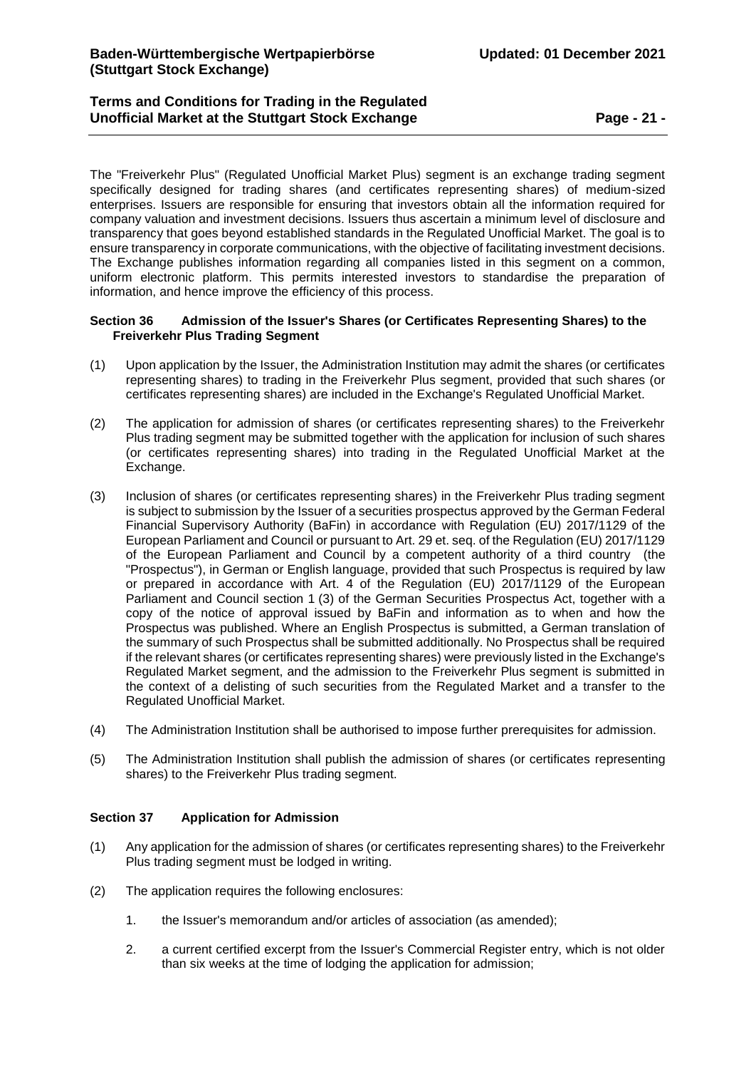The "Freiverkehr Plus" (Regulated Unofficial Market Plus) segment is an exchange trading segment specifically designed for trading shares (and certificates representing shares) of medium-sized enterprises. Issuers are responsible for ensuring that investors obtain all the information required for company valuation and investment decisions. Issuers thus ascertain a minimum level of disclosure and transparency that goes beyond established standards in the Regulated Unofficial Market. The goal is to ensure transparency in corporate communications, with the objective of facilitating investment decisions. The Exchange publishes information regarding all companies listed in this segment on a common, uniform electronic platform. This permits interested investors to standardise the preparation of information, and hence improve the efficiency of this process.

#### Section 36 Admission of the Issuer's Shares (or Certificates Representing Shares) to the Freiverkehr Plus Trading Segment

(1) Upon application by the Issuer, the Administration Institution may admit the shares (or certificates representing shares) to trading in the Freiverkehr Plus segment, provided that such shares (or certificates representing shares) are included in the Exchange's Regulated Unofficial Market.

(2) The application for admission of shares (or certificates representing shares) to the Freiverkehr Plus trading segment may be submitted together with the application for inclusion of such shares (or certificates representing shares) into trading in the Regulated Unofficial Market at the Exchange.

(3) Inclusion of shares (or certificates representing shares) in the Freiverkehr Plus trading segment is subject to submission by the Issuer of a securities prospectus approved by the German Federal Financial Supervisory Authority (BaFin) in accordance with Regulation (EU) 2017/1129 of the European Parliament and Council or pursuant to Art. 29 et. seq. of the Regulation (EU) 2017/1129 of the European Parliament and Council by a competent authority of a third country (the "Prospectus"), in German or English language, provided that such Prospectus is required by law or prepared in accordance with Art. 4 of the Regulation (EU) 2017/1129 of the European Parliament and Council section 1 (3) of the German Securities Prospectus Act, together with a copy of the notice of approval issued by BaFin and information as to when and how the Prospectus was published. Where an English Prospectus is submitted, a German translation of the summary of such Prospectus shall be submitted additionally. No Prospectus shall be required if the relevant shares (or certificates representing shares) were previously listed in the Exchange's Regulated Market segment, and the admission to the Freiverkehr Plus segment is submitted in the context of a delisting of such securities from the Regulated Market and a transfer to the Regulated Unofficial Market.

(4) The Administration Institution shall be authorised to impose further prerequisites for admission.

(5) The Administration Institution shall publish the admission of shares (or certificates representing shares) to the Freiverkehr Plus trading segment.

#### Section 37 Application for Admission

(1) Any application for the admission of shares (or certificates representing shares) to the Freiverkehr Plus trading segment must be lodged in writing.

(2) The application requires the following enclosures:

1. the Issuer's memorandum and/or articles of association (as amended);
2. a current certified excerpt from the Issuer's Commercial Register entry, which is not older than six weeks at the time of lodging the application for admission;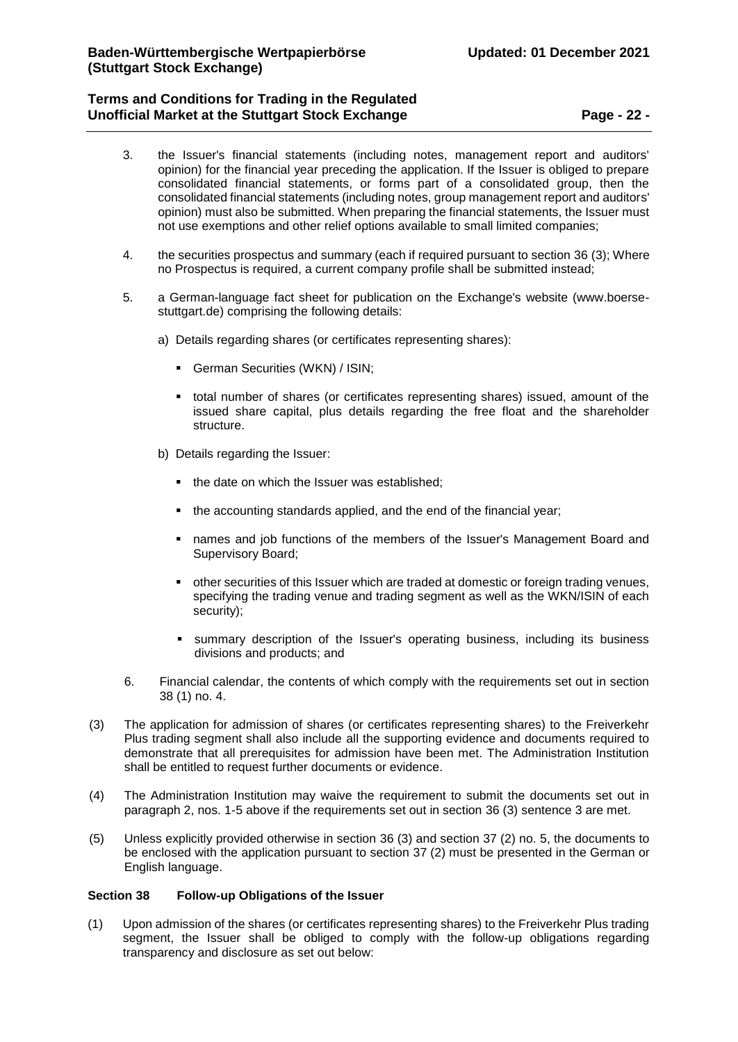3. the Issuer's financial statements (including notes, management report and auditors' opinion) for the financial year preceding the application. If the Issuer is obliged to prepare consolidated financial statements, or forms part of a consolidated group, then the consolidated financial statements (including notes, group management report and auditors' opinion) must also be submitted. When preparing the financial statements, the Issuer must not use exemptions and other relief options available to small limited companies;

4. the securities prospectus and summary (each if required pursuant to section 36 (3); Where no Prospectus is required, a current company profile shall be submitted instead;

5. a German-language fact sheet for publication on the Exchange's website (www.boerse-stuttgart.de) comprising the following details:

   a) Details regarding shares (or certificates representing shares):

      - German Securities (WKN) / ISIN;
      - total number of shares (or certificates representing shares) issued, amount of the issued share capital, plus details regarding the free float and the shareholder structure.

   b) Details regarding the Issuer:

      - the date on which the Issuer was established;
      - the accounting standards applied, and the end of the financial year;
      - names and job functions of the members of the Issuer's Management Board and Supervisory Board;
      - other securities of this Issuer which are traded at domestic or foreign trading venues, specifying the trading venue and trading segment as well as the WKN/ISIN of each security);
      - summary description of the Issuer's operating business, including its business divisions and products; and

6. Financial calendar, the contents of which comply with the requirements set out in section 38 (1) no. 4.

(3) The application for admission of shares (or certificates representing shares) to the Freiverkehr Plus trading segment shall also include all the supporting evidence and documents required to demonstrate that all prerequisites for admission have been met. The Administration Institution shall be entitled to request further documents or evidence.

(4) The Administration Institution may waive the requirement to submit the documents set out in paragraph 2, nos. 1-5 above if the requirements set out in section 36 (3) sentence 3 are met.

(5) Unless explicitly provided otherwise in section 36 (3) and section 37 (2) no. 5, the documents to be enclosed with the application pursuant to section 37 (2) must be presented in the German or English language.

### Section 38 Follow-up Obligations of the Issuer

(1) Upon admission of the shares (or certificates representing shares) to the Freiverkehr Plus trading segment, the Issuer shall be obliged to comply with the follow-up obligations regarding transparency and disclosure as set out below: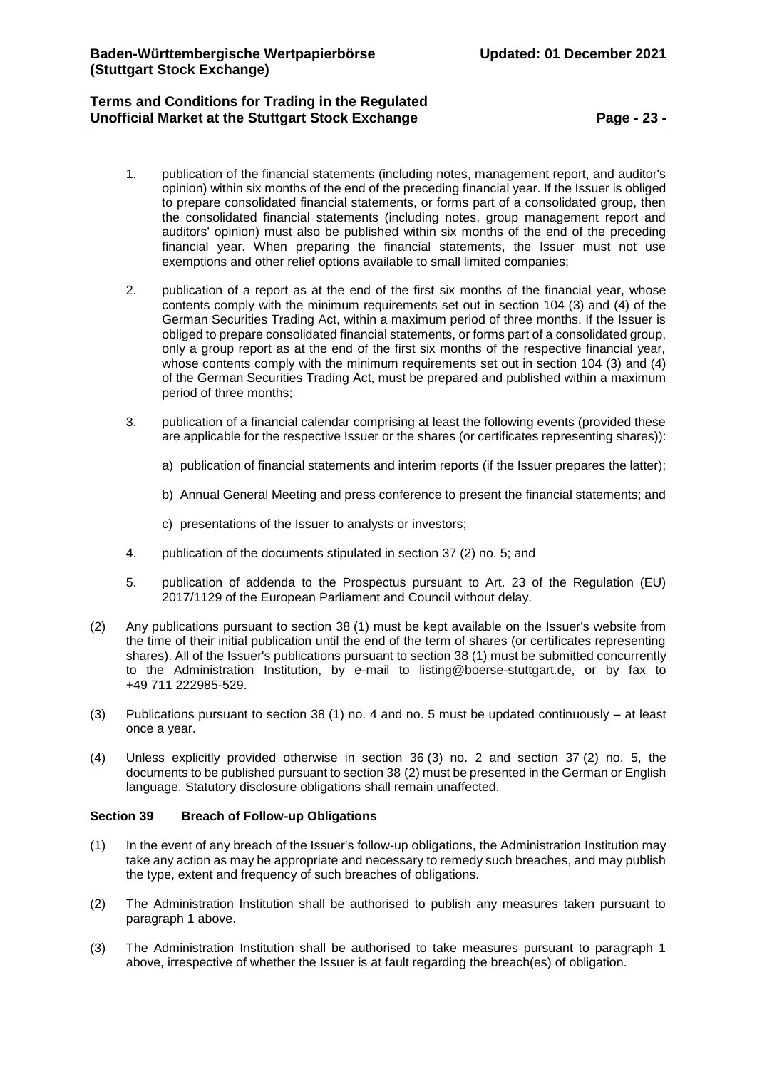1. publication of the financial statements (including notes, management report, and auditor's opinion) within six months of the end of the preceding financial year. If the Issuer is obliged to prepare consolidated financial statements, or forms part of a consolidated group, then the consolidated financial statements (including notes, group management report and auditors' opinion) must also be published within six months of the end of the preceding financial year. When preparing the financial statements, the Issuer must not use exemptions and other relief options available to small limited companies;

2. publication of a report as at the end of the first six months of the financial year, whose contents comply with the minimum requirements set out in section 104 (3) and (4) of the German Securities Trading Act, within a maximum period of three months. If the Issuer is obliged to prepare consolidated financial statements, or forms part of a consolidated group, only a group report as at the end of the first six months of the respective financial year, whose contents comply with the minimum requirements set out in section 104 (3) and (4) of the German Securities Trading Act, must be prepared and published within a maximum period of three months;

3. publication of a financial calendar comprising at least the following events (provided these are applicable for the respective Issuer or the shares (or certificates representing shares)):

   a) publication of financial statements and interim reports (if the Issuer prepares the latter);

   b) Annual General Meeting and press conference to present the financial statements; and

   c) presentations of the Issuer to analysts or investors;

4. publication of the documents stipulated in section 37 (2) no. 5; and

5. publication of addenda to the Prospectus pursuant to Art. 23 of the Regulation (EU) 2017/1129 of the European Parliament and Council without delay.

(2) Any publications pursuant to section 38 (1) must be kept available on the Issuer's website from the time of their initial publication until the end of the term of shares (or certificates representing shares). All of the Issuer's publications pursuant to section 38 (1) must be submitted concurrently to the Administration Institution, by e-mail to listing@boerse-stuttgart.de, or by fax to +49 711 222985-529.

(3) Publications pursuant to section 38 (1) no. 4 and no. 5 must be updated continuously – at least once a year.

(4) Unless explicitly provided otherwise in section 36 (3) no. 2 and section 37 (2) no. 5, the documents to be published pursuant to section 38 (2) must be presented in the German or English language. Statutory disclosure obligations shall remain unaffected.

### Section 39 Breach of Follow-up Obligations

(1) In the event of any breach of the Issuer's follow-up obligations, the Administration Institution may take any action as may be appropriate and necessary to remedy such breaches, and may publish the type, extent and frequency of such breaches of obligations.

(2) The Administration Institution shall be authorised to publish any measures taken pursuant to paragraph 1 above.

(3) The Administration Institution shall be authorised to take measures pursuant to paragraph 1 above, irrespective of whether the Issuer is at fault regarding the breach(es) of obligation.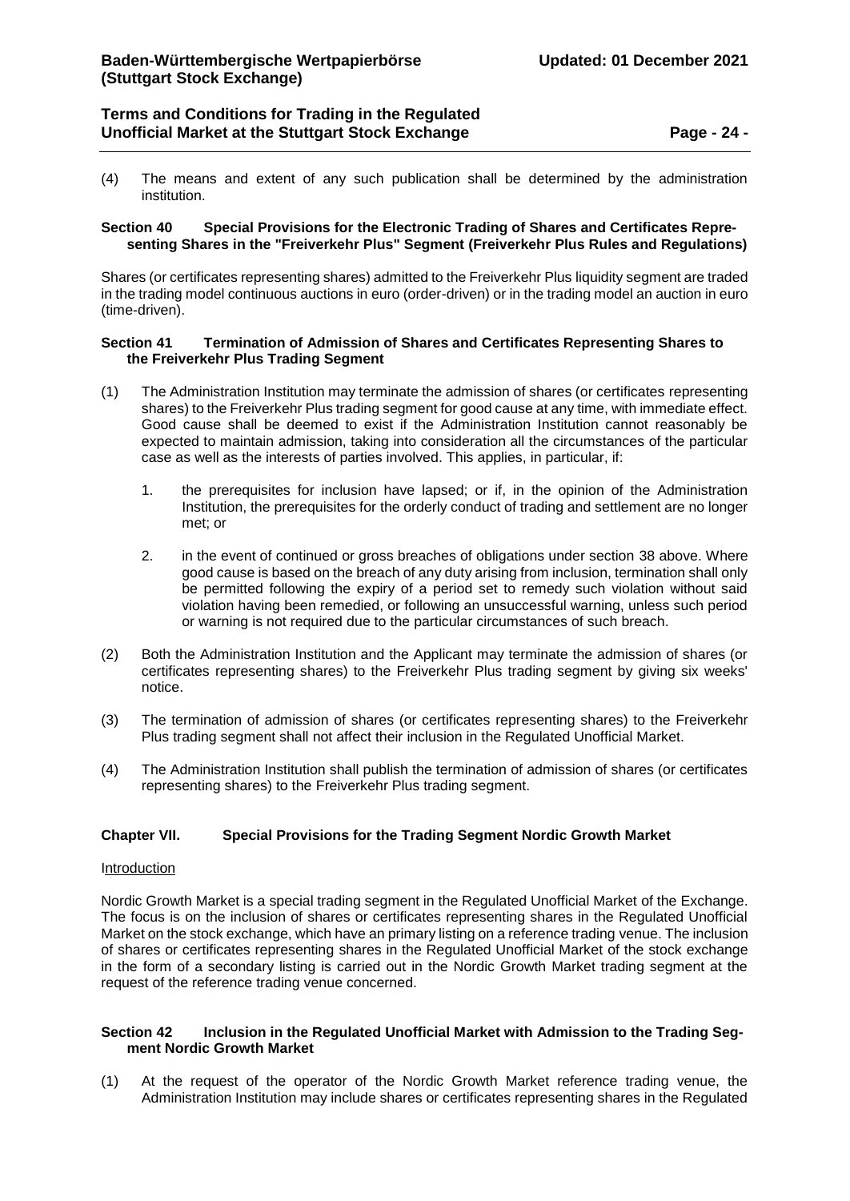(4) The means and extent of any such publication shall be determined by the administration institution.

### Section 40 Special Provisions for the Electronic Trading of Shares and Certificates Representing Shares in the "Freiverkehr Plus" Segment (Freiverkehr Plus Rules and Regulations)

Shares (or certificates representing shares) admitted to the Freiverkehr Plus liquidity segment are traded in the trading model continuous auctions in euro (order-driven) or in the trading model an auction in euro (time-driven).

### Section 41 Termination of Admission of Shares and Certificates Representing Shares to the Freiverkehr Plus Trading Segment

(1) The Administration Institution may terminate the admission of shares (or certificates representing shares) to the Freiverkehr Plus trading segment for good cause at any time, with immediate effect. Good cause shall be deemed to exist if the Administration Institution cannot reasonably be expected to maintain admission, taking into consideration all the circumstances of the particular case as well as the interests of parties involved. This applies, in particular, if:

   1. the prerequisites for inclusion have lapsed; or if, in the opinion of the Administration Institution, the prerequisites for the orderly conduct of trading and settlement are no longer met; or

   2. in the event of continued or gross breaches of obligations under section 38 above. Where good cause is based on the breach of any duty arising from inclusion, termination shall only be permitted following the expiry of a period set to remedy such violation without said violation having been remedied, or following an unsuccessful warning, unless such period or warning is not required due to the particular circumstances of such breach.

(2) Both the Administration Institution and the Applicant may terminate the admission of shares (or certificates representing shares) to the Freiverkehr Plus trading segment by giving six weeks' notice.

(3) The termination of admission of shares (or certificates representing shares) to the Freiverkehr Plus trading segment shall not affect their inclusion in the Regulated Unofficial Market.

(4) The Administration Institution shall publish the termination of admission of shares (or certificates representing shares) to the Freiverkehr Plus trading segment.

## Chapter VII. Special Provisions for the Trading Segment Nordic Growth Market

Introduction

Nordic Growth Market is a special trading segment in the Regulated Unofficial Market of the Exchange. The focus is on the inclusion of shares or certificates representing shares in the Regulated Unofficial Market on the stock exchange, which have an primary listing on a reference trading venue. The inclusion of shares or certificates representing shares in the Regulated Unofficial Market of the stock exchange in the form of a secondary listing is carried out in the Nordic Growth Market trading segment at the request of the reference trading venue concerned.

### Section 42 Inclusion in the Regulated Unofficial Market with Admission to the Trading Segment Nordic Growth Market

(1) At the request of the operator of the Nordic Growth Market reference trading venue, the Administration Institution may include shares or certificates representing shares in the Regulated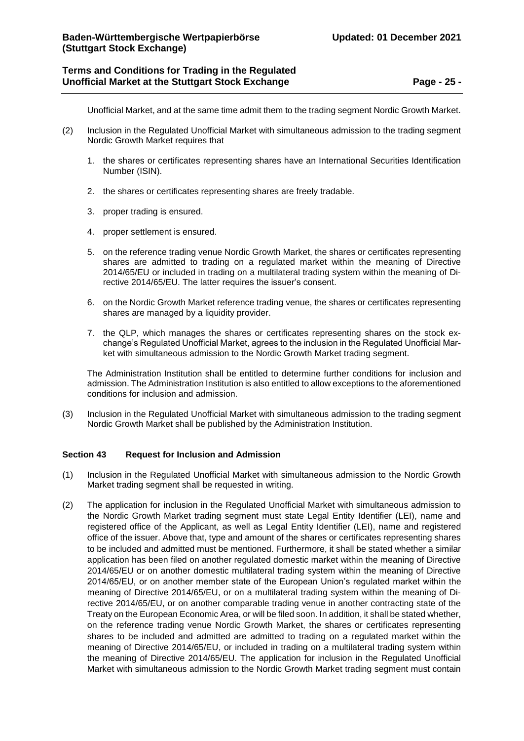Unofficial Market, and at the same time admit them to the trading segment Nordic Growth Market.

(2) Inclusion in the Regulated Unofficial Market with simultaneous admission to the trading segment Nordic Growth Market requires that

1. the shares or certificates representing shares have an International Securities Identification Number (ISIN).
2. the shares or certificates representing shares are freely tradable.
3. proper trading is ensured.
4. proper settlement is ensured.
5. on the reference trading venue Nordic Growth Market, the shares or certificates representing shares are admitted to trading on a regulated market within the meaning of Directive 2014/65/EU or included in trading on a multilateral trading system within the meaning of Directive 2014/65/EU. The latter requires the issuer's consent.
6. on the Nordic Growth Market reference trading venue, the shares or certificates representing shares are managed by a liquidity provider.
7. the QLP, which manages the shares or certificates representing shares on the stock exchange's Regulated Unofficial Market, agrees to the inclusion in the Regulated Unofficial Market with simultaneous admission to the Nordic Growth Market trading segment.

The Administration Institution shall be entitled to determine further conditions for inclusion and admission. The Administration Institution is also entitled to allow exceptions to the aforementioned conditions for inclusion and admission.

(3) Inclusion in the Regulated Unofficial Market with simultaneous admission to the trading segment Nordic Growth Market shall be published by the Administration Institution.

### Section 43 Request for Inclusion and Admission

(1) Inclusion in the Regulated Unofficial Market with simultaneous admission to the Nordic Growth Market trading segment shall be requested in writing.

(2) The application for inclusion in the Regulated Unofficial Market with simultaneous admission to the Nordic Growth Market trading segment must state Legal Entity Identifier (LEI), name and registered office of the Applicant, as well as Legal Entity Identifier (LEI), name and registered office of the issuer. Above that, type and amount of the shares or certificates representing shares to be included and admitted must be mentioned. Furthermore, it shall be stated whether a similar application has been filed on another regulated domestic market within the meaning of Directive 2014/65/EU or on another domestic multilateral trading system within the meaning of Directive 2014/65/EU, or on another member state of the European Union's regulated market within the meaning of Directive 2014/65/EU, or on a multilateral trading system within the meaning of Directive 2014/65/EU, or on another comparable trading venue in another contracting state of the Treaty on the European Economic Area, or will be filed soon. In addition, it shall be stated whether, on the reference trading venue Nordic Growth Market, the shares or certificates representing shares to be included and admitted are admitted to trading on a regulated market within the meaning of Directive 2014/65/EU, or included in trading on a multilateral trading system within the meaning of Directive 2014/65/EU. The application for inclusion in the Regulated Unofficial Market with simultaneous admission to the Nordic Growth Market trading segment must contain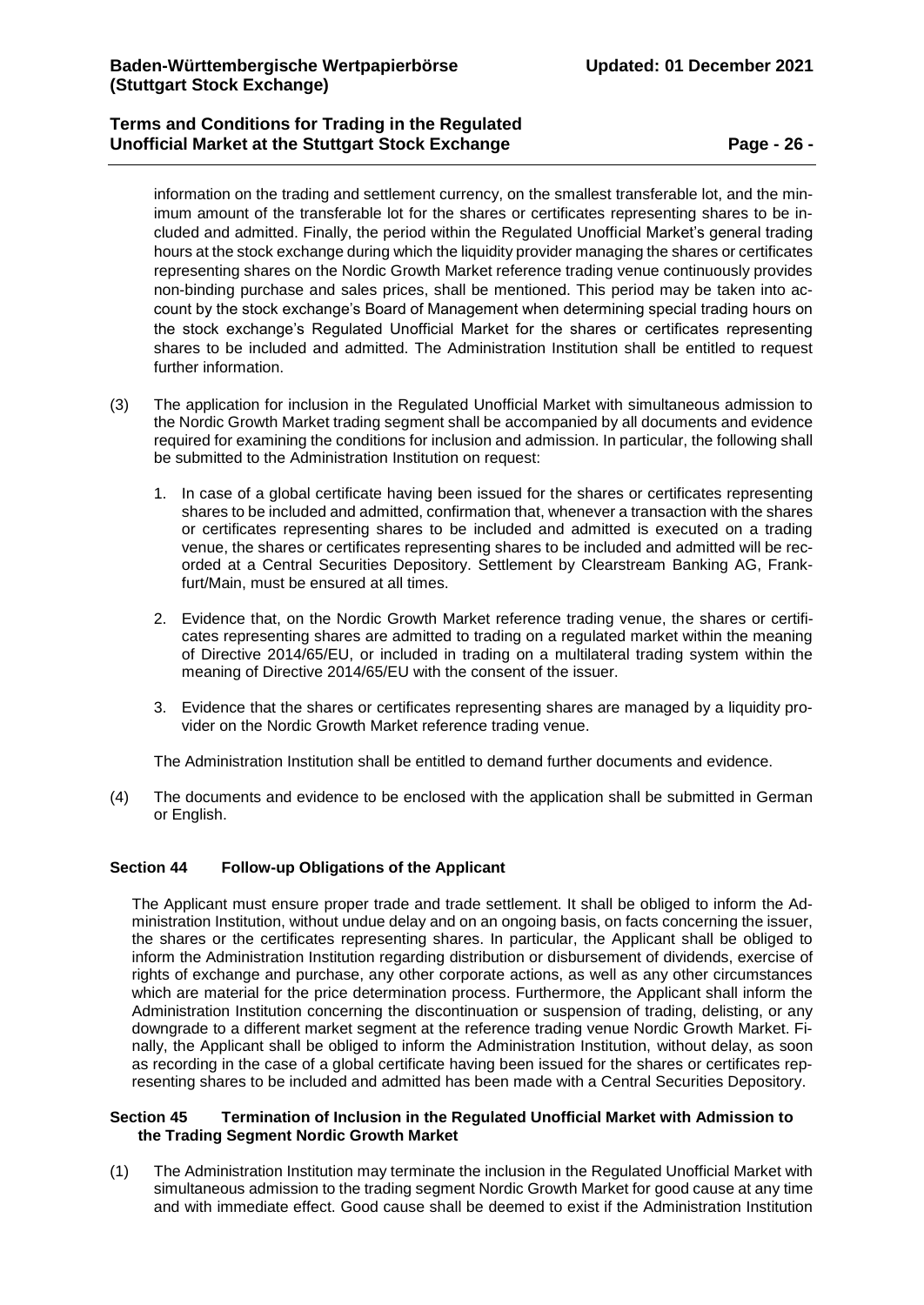information on the trading and settlement currency, on the smallest transferable lot, and the minimum amount of the transferable lot for the shares or certificates representing shares to be included and admitted. Finally, the period within the Regulated Unofficial Market's general trading hours at the stock exchange during which the liquidity provider managing the shares or certificates representing shares on the Nordic Growth Market reference trading venue continuously provides non-binding purchase and sales prices, shall be mentioned. This period may be taken into account by the stock exchange's Board of Management when determining special trading hours on the stock exchange's Regulated Unofficial Market for the shares or certificates representing shares to be included and admitted. The Administration Institution shall be entitled to request further information.

(3) The application for inclusion in the Regulated Unofficial Market with simultaneous admission to the Nordic Growth Market trading segment shall be accompanied by all documents and evidence required for examining the conditions for inclusion and admission. In particular, the following shall be submitted to the Administration Institution on request:

1. In case of a global certificate having been issued for the shares or certificates representing shares to be included and admitted, confirmation that, whenever a transaction with the shares or certificates representing shares to be included and admitted is executed on a trading venue, the shares or certificates representing shares to be included and admitted will be recorded at a Central Securities Depository. Settlement by Clearstream Banking AG, Frankfurt/Main, must be ensured at all times.

2. Evidence that, on the Nordic Growth Market reference trading venue, the shares or certificates representing shares are admitted to trading on a regulated market within the meaning of Directive 2014/65/EU, or included in trading on a multilateral trading system within the meaning of Directive 2014/65/EU with the consent of the issuer.

3. Evidence that the shares or certificates representing shares are managed by a liquidity provider on the Nordic Growth Market reference trading venue.

The Administration Institution shall be entitled to demand further documents and evidence.

(4) The documents and evidence to be enclosed with the application shall be submitted in German or English.

### Section 44 Follow-up Obligations of the Applicant

The Applicant must ensure proper trade and trade settlement. It shall be obliged to inform the Administration Institution, without undue delay and on an ongoing basis, on facts concerning the issuer, the shares or the certificates representing shares. In particular, the Applicant shall be obliged to inform the Administration Institution regarding distribution or disbursement of dividends, exercise of rights of exchange and purchase, any other corporate actions, as well as any other circumstances which are material for the price determination process. Furthermore, the Applicant shall inform the Administration Institution concerning the discontinuation or suspension of trading, delisting, or any downgrade to a different market segment at the reference trading venue Nordic Growth Market. Finally, the Applicant shall be obliged to inform the Administration Institution, without delay, as soon as recording in the case of a global certificate having been issued for the shares or certificates representing shares to be included and admitted has been made with a Central Securities Depository.

### Section 45 Termination of Inclusion in the Regulated Unofficial Market with Admission to the Trading Segment Nordic Growth Market

(1) The Administration Institution may terminate the inclusion in the Regulated Unofficial Market with simultaneous admission to the trading segment Nordic Growth Market for good cause at any time and with immediate effect. Good cause shall be deemed to exist if the Administration Institution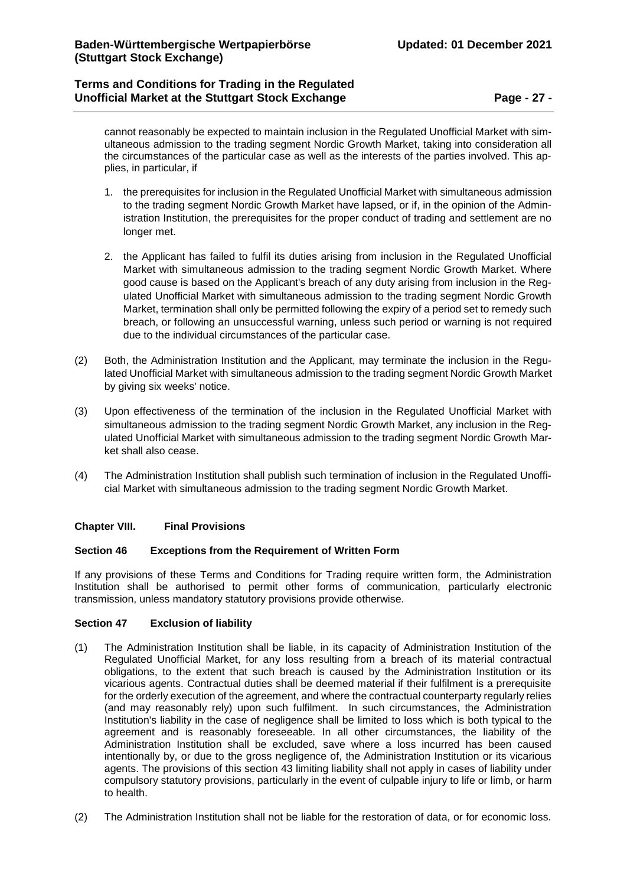cannot reasonably be expected to maintain inclusion in the Regulated Unofficial Market with simultaneous admission to the trading segment Nordic Growth Market, taking into consideration all the circumstances of the particular case as well as the interests of the parties involved. This applies, in particular, if

1. the prerequisites for inclusion in the Regulated Unofficial Market with simultaneous admission to the trading segment Nordic Growth Market have lapsed, or if, in the opinion of the Administration Institution, the prerequisites for the proper conduct of trading and settlement are no longer met.

2. the Applicant has failed to fulfil its duties arising from inclusion in the Regulated Unofficial Market with simultaneous admission to the trading segment Nordic Growth Market. Where good cause is based on the Applicant's breach of any duty arising from inclusion in the Regulated Unofficial Market with simultaneous admission to the trading segment Nordic Growth Market, termination shall only be permitted following the expiry of a period set to remedy such breach, or following an unsuccessful warning, unless such period or warning is not required due to the individual circumstances of the particular case.

(2) Both, the Administration Institution and the Applicant, may terminate the inclusion in the Regulated Unofficial Market with simultaneous admission to the trading segment Nordic Growth Market by giving six weeks' notice.

(3) Upon effectiveness of the termination of the inclusion in the Regulated Unofficial Market with simultaneous admission to the trading segment Nordic Growth Market, any inclusion in the Regulated Unofficial Market with simultaneous admission to the trading segment Nordic Growth Market shall also cease.

(4) The Administration Institution shall publish such termination of inclusion in the Regulated Unofficial Market with simultaneous admission to the trading segment Nordic Growth Market.

## Chapter VIII. Final Provisions

### Section 46 Exceptions from the Requirement of Written Form

If any provisions of these Terms and Conditions for Trading require written form, the Administration Institution shall be authorised to permit other forms of communication, particularly electronic transmission, unless mandatory statutory provisions provide otherwise.

### Section 47 Exclusion of liability

(1) The Administration Institution shall be liable, in its capacity of Administration Institution of the Regulated Unofficial Market, for any loss resulting from a breach of its material contractual obligations, to the extent that such breach is caused by the Administration Institution or its vicarious agents. Contractual duties shall be deemed material if their fulfilment is a prerequisite for the orderly execution of the agreement, and where the contractual counterparty regularly relies (and may reasonably rely) upon such fulfilment. In such circumstances, the Administration Institution's liability in the case of negligence shall be limited to loss which is both typical to the agreement and is reasonably foreseeable. In all other circumstances, the liability of the Administration Institution shall be excluded, save where a loss incurred has been caused intentionally by, or due to the gross negligence of, the Administration Institution or its vicarious agents. The provisions of this section 43 limiting liability shall not apply in cases of liability under compulsory statutory provisions, particularly in the event of culpable injury to life or limb, or harm to health.

(2) The Administration Institution shall not be liable for the restoration of data, or for economic loss.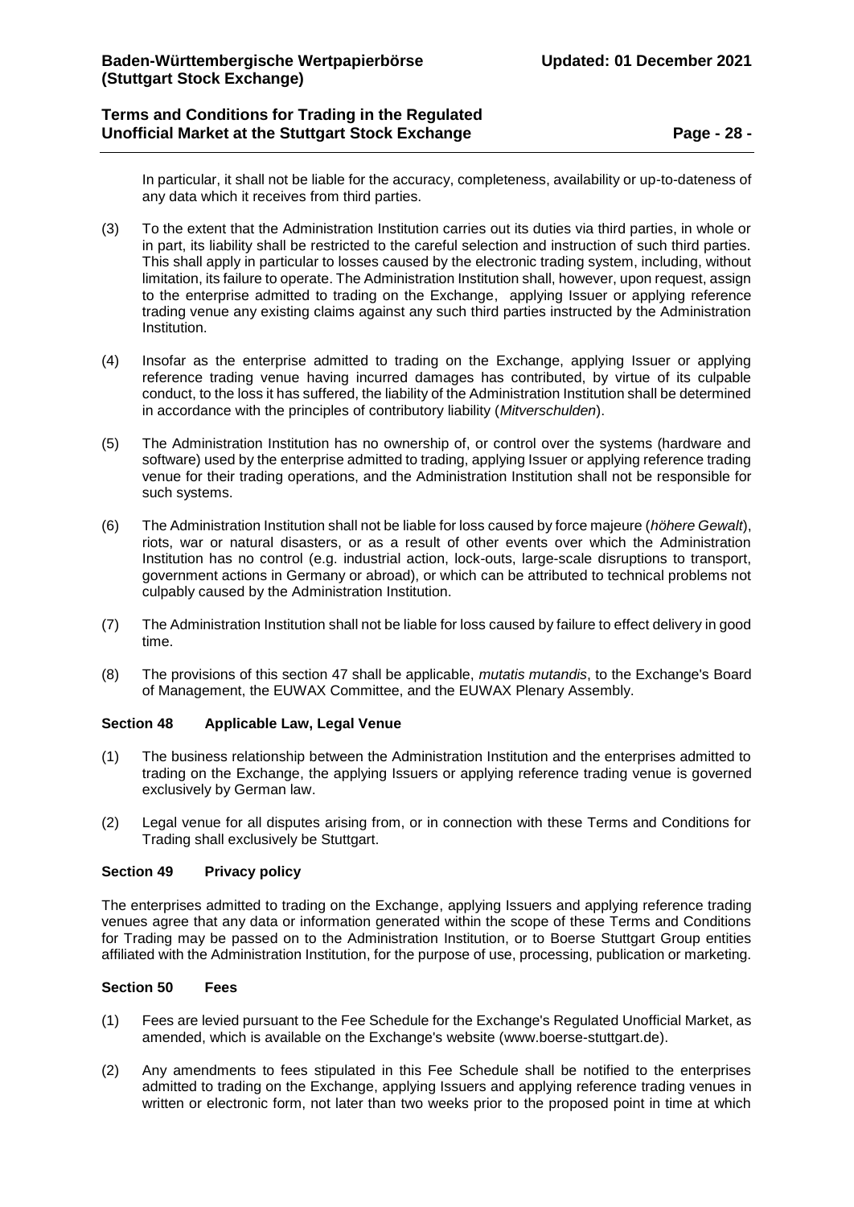In particular, it shall not be liable for the accuracy, completeness, availability or up-to-dateness of any data which it receives from third parties.

(3) To the extent that the Administration Institution carries out its duties via third parties, in whole or in part, its liability shall be restricted to the careful selection and instruction of such third parties. This shall apply in particular to losses caused by the electronic trading system, including, without limitation, its failure to operate. The Administration Institution shall, however, upon request, assign to the enterprise admitted to trading on the Exchange, applying Issuer or applying reference trading venue any existing claims against any such third parties instructed by the Administration Institution.

(4) Insofar as the enterprise admitted to trading on the Exchange, applying Issuer or applying reference trading venue having incurred damages has contributed, by virtue of its culpable conduct, to the loss it has suffered, the liability of the Administration Institution shall be determined in accordance with the principles of contributory liability (*Mitverschulden*).

(5) The Administration Institution has no ownership of, or control over the systems (hardware and software) used by the enterprise admitted to trading, applying Issuer or applying reference trading venue for their trading operations, and the Administration Institution shall not be responsible for such systems.

(6) The Administration Institution shall not be liable for loss caused by force majeure (*höhere Gewalt*), riots, war or natural disasters, or as a result of other events over which the Administration Institution has no control (e.g. industrial action, lock-outs, large-scale disruptions to transport, government actions in Germany or abroad), or which can be attributed to technical problems not culpably caused by the Administration Institution.

(7) The Administration Institution shall not be liable for loss caused by failure to effect delivery in good time.

(8) The provisions of this section 47 shall be applicable, *mutatis mutandis*, to the Exchange's Board of Management, the EUWAX Committee, and the EUWAX Plenary Assembly.

### Section 48 Applicable Law, Legal Venue

(1) The business relationship between the Administration Institution and the enterprises admitted to trading on the Exchange, the applying Issuers or applying reference trading venue is governed exclusively by German law.

(2) Legal venue for all disputes arising from, or in connection with these Terms and Conditions for Trading shall exclusively be Stuttgart.

### Section 49 Privacy policy

The enterprises admitted to trading on the Exchange, applying Issuers and applying reference trading venues agree that any data or information generated within the scope of these Terms and Conditions for Trading may be passed on to the Administration Institution, or to Boerse Stuttgart Group entities affiliated with the Administration Institution, for the purpose of use, processing, publication or marketing.

### Section 50 Fees

(1) Fees are levied pursuant to the Fee Schedule for the Exchange's Regulated Unofficial Market, as amended, which is available on the Exchange's website (www.boerse-stuttgart.de).

(2) Any amendments to fees stipulated in this Fee Schedule shall be notified to the enterprises admitted to trading on the Exchange, applying Issuers and applying reference trading venues in written or electronic form, not later than two weeks prior to the proposed point in time at which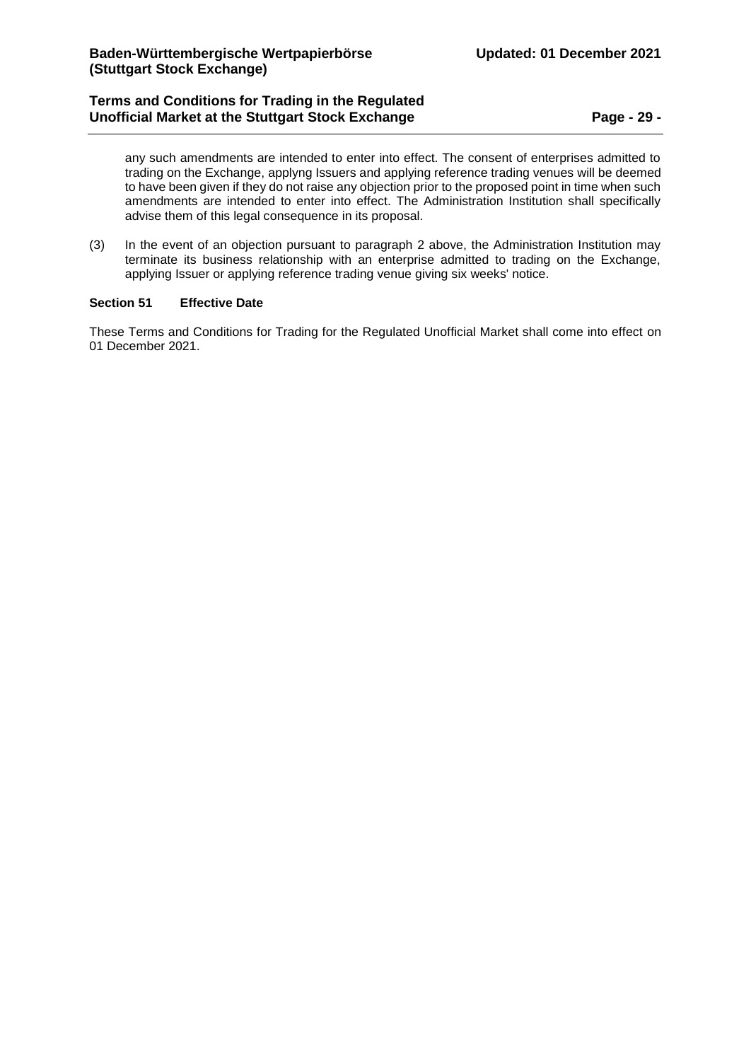any such amendments are intended to enter into effect. The consent of enterprises admitted to trading on the Exchange, applyng Issuers and applying reference trading venues will be deemed to have been given if they do not raise any objection prior to the proposed point in time when such amendments are intended to enter into effect. The Administration Institution shall specifically advise them of this legal consequence in its proposal.

(3) In the event of an objection pursuant to paragraph 2 above, the Administration Institution may terminate its business relationship with an enterprise admitted to trading on the Exchange, applying Issuer or applying reference trading venue giving six weeks' notice.

### Section 51 Effective Date

These Terms and Conditions for Trading for the Regulated Unofficial Market shall come into effect on 01 December 2021.